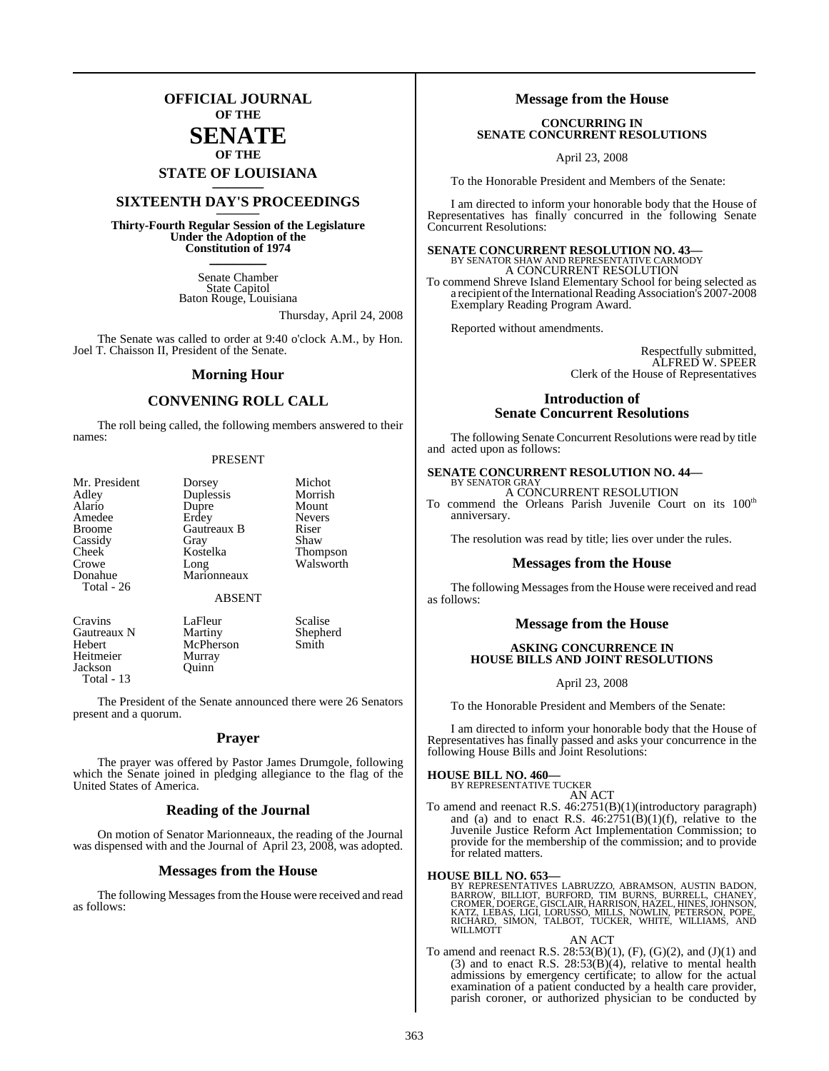# OFFICIAL JOURNAL OF THE SENATE OF THE STATE OF LOUISIANA

## SIXTEENTH DAY'S PROCEEDINGS

**Thirty-Fourth Regular Session of the Legislature Under the Adoption of the Constitution of 1974**

Senate Chamber
State Capitol
Baton Rouge, Louisiana

Thursday, April 24, 2008

The Senate was called to order at 9:40 o'clock A.M., by Hon. Joel T. Chaisson II, President of the Senate.

## Morning Hour

## CONVENING ROLL CALL

The roll being called, the following members answered to their names:

PRESENT

| | | |
|---|---|---|
| Mr. President | Dorsey | Michot |
| Adley | Duplessis | Morrish |
| Alario | Dupre | Mount |
| Amedee | Erdey | Nevers |
| Broome | Gautreaux B | Riser |
| Cassidy | Gray | Shaw |
| Cheek | Kostelka | Thompson |
| Crowe | Long | Walsworth |
| Donahue | Marionneaux | |
| Total - 26 | | |

ABSENT

| | | |
|---|---|---|
| Cravins | LaFleur | Scalise |
| Gautreaux N | Martiny | Shepherd |
| Hebert | McPherson | Smith |
| Heitmeier | Murray | |
| Jackson | Quinn | |
| Total - 13 | | |

The President of the Senate announced there were 26 Senators present and a quorum.

## Prayer

The prayer was offered by Pastor James Drumgole, following which the Senate joined in pledging allegiance to the flag of the United States of America.

## Reading of the Journal

On motion of Senator Marionneaux, the reading of the Journal was dispensed with and the Journal of April 23, 2008, was adopted.

## Messages from the House

The following Messages from the House were received and read as follows:

## Message from the House

**CONCURRING IN SENATE CONCURRENT RESOLUTIONS**

April 23, 2008

To the Honorable President and Members of the Senate:

I am directed to inform your honorable body that the House of Representatives has finally concurred in the following Senate Concurrent Resolutions:

**SENATE CONCURRENT RESOLUTION NO. 43—**
BY SENATOR SHAW AND REPRESENTATIVE CARMODY
A CONCURRENT RESOLUTION
To commend Shreve Island Elementary School for being selected as a recipient of the International Reading Association's 2007-2008 Exemplary Reading Program Award.

Reported without amendments.

Respectfully submitted,
ALFRED W. SPEER
Clerk of the House of Representatives

## Introduction of Senate Concurrent Resolutions

The following Senate Concurrent Resolutions were read by title and acted upon as follows:

**SENATE CONCURRENT RESOLUTION NO. 44—**
BY SENATOR GRAY
A CONCURRENT RESOLUTION
To commend the Orleans Parish Juvenile Court on its 100th anniversary.

The resolution was read by title; lies over under the rules.

## Messages from the House

The following Messages from the House were received and read as follows:

## Message from the House

**ASKING CONCURRENCE IN HOUSE BILLS AND JOINT RESOLUTIONS**

April 23, 2008

To the Honorable President and Members of the Senate:

I am directed to inform your honorable body that the House of Representatives has finally passed and asks your concurrence in the following House Bills and Joint Resolutions:

**HOUSE BILL NO. 460—**
BY REPRESENTATIVE TUCKER
AN ACT
To amend and reenact R.S. 46:2751(B)(1)(introductory paragraph) and (a) and to enact R.S. 46:2751(B)(1)(f), relative to the Juvenile Justice Reform Act Implementation Commission; to provide for the membership of the commission; and to provide for related matters.

**HOUSE BILL NO. 653—**
BY REPRESENTATIVES LABRUZZO, ABRAMSON, AUSTIN BADON, BARROW, BILLIOT, BURFORD, TIM BURNS, BURRELL, CHANEY, CROMER, DOERGE, GISCLAIR, HARRISON, HAZEL, HINES, JOHNSON, KATZ, LEBAS, LIGI, LORUSSO, MILLS, NOWLIN, PETERSON, POPE, RICHARD, SIMON, TALBOT, TUCKER, WHITE, WILLIAMS, AND WILLMOTT
AN ACT
To amend and reenact R.S. 28:53(B)(1), (F), (G)(2), and (J)(1) and (3) and to enact R.S. 28:53(B)(4), relative to mental health admissions by emergency certificate; to allow for the actual examination of a patient conducted by a health care provider, parish coroner, or authorized physician to be conducted by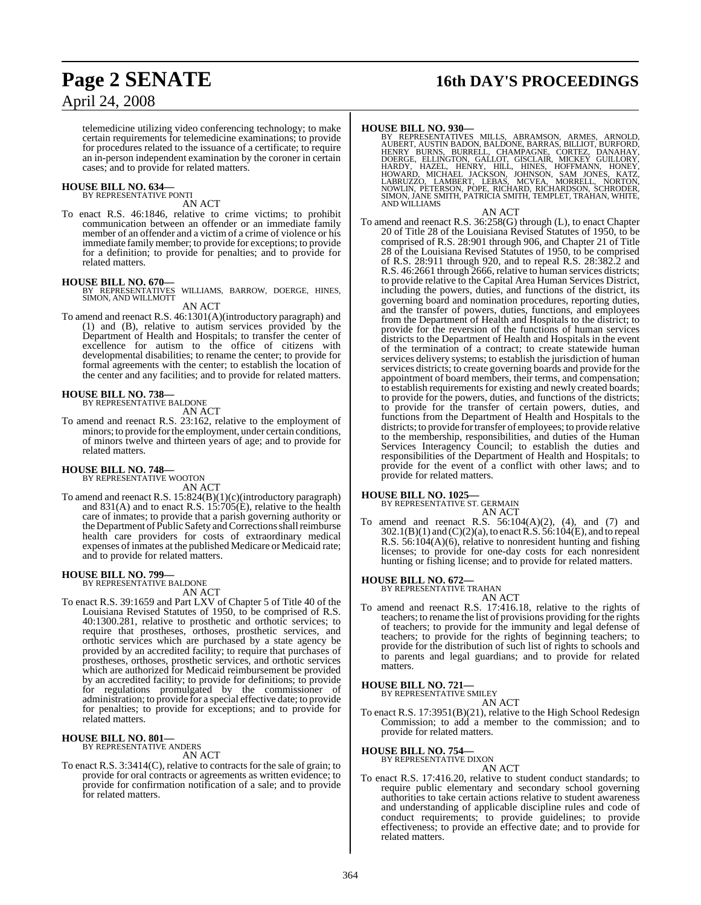telemedicine utilizing video conferencing technology; to make certain requirements for telemedicine examinations; to provide for procedures related to the issuance of a certificate; to require an in-person independent examination by the coroner in certain cases; and to provide for related matters.

**HOUSE BILL NO. 634—**
BY REPRESENTATIVE PONTI

AN ACT

To enact R.S. 46:1846, relative to crime victims; to prohibit communication between an offender or an immediate family member of an offender and a victim of a crime of violence or his immediate family member; to provide for exceptions; to provide for a definition; to provide for penalties; and to provide for related matters.

**HOUSE BILL NO. 670—**
BY REPRESENTATIVES WILLIAMS, BARROW, DOERGE, HINES, SIMON, AND WILLMOTT

AN ACT

To amend and reenact R.S. 46:1301(A)(introductory paragraph) and (1) and (B), relative to autism services provided by the Department of Health and Hospitals; to transfer the center of excellence for autism to the office of citizens with developmental disabilities; to rename the center; to provide for formal agreements with the center; to establish the location of the center and any facilities; and to provide for related matters.

**HOUSE BILL NO. 738—**
BY REPRESENTATIVE BALDONE

AN ACT

To amend and reenact R.S. 23:162, relative to the employment of minors; to provide for the employment, under certain conditions, of minors twelve and thirteen years of age; and to provide for related matters.

**HOUSE BILL NO. 748—**
BY REPRESENTATIVE WOOTON

AN ACT

To amend and reenact R.S. 15:824(B)(1)(c)(introductory paragraph) and 831(A) and to enact R.S. 15:705(E), relative to the health care of inmates; to provide that a parish governing authority or the Department of Public Safety and Corrections shall reimburse health care providers for costs of extraordinary medical expenses of inmates at the published Medicare or Medicaid rate; and to provide for related matters.

**HOUSE BILL NO. 799—**
BY REPRESENTATIVE BALDONE

AN ACT

To enact R.S. 39:1659 and Part LXV of Chapter 5 of Title 40 of the Louisiana Revised Statutes of 1950, to be comprised of R.S. 40:1300.281, relative to prosthetic and orthotic services; to require that prostheses, orthoses, prosthetic services, and orthotic services which are purchased by a state agency be provided by an accredited facility; to require that purchases of prostheses, orthoses, prosthetic services, and orthotic services which are authorized for Medicaid reimbursement be provided by an accredited facility; to provide for definitions; to provide for regulations promulgated by the commissioner of administration; to provide for a special effective date; to provide for penalties; to provide for exceptions; and to provide for related matters.

**HOUSE BILL NO. 801—**
BY REPRESENTATIVE ANDERS

AN ACT

To enact R.S. 3:3414(C), relative to contracts for the sale of grain; to provide for oral contracts or agreements as written evidence; to provide for confirmation notification of a sale; and to provide for related matters.

**HOUSE BILL NO. 930—**
BY REPRESENTATIVES MILLS, ABRAMSON, ARMES, ARNOLD, AUBERT, AUSTIN BADON, BALDONE, BARRAS, BILLIOT, BURFORD, HENRY BURNS, BURRELL, CHAMPAGNE, CORTEZ, DANAHAY, DOERGE, ELLINGTON, GALLOT, GISCLAIR, MICKEY GUILLORY, HARDY, HAZEL, HENRY, HILL, HINES, HOFFMANN, HONEY, HOWARD, MICHAEL JACKSON, JOHNSON, SAM JONES, KATZ, LABRUZZO, LAMBERT, LEBAS, MCVEA, MORRELL, NORTON, NOWLIN, PETERSON, POPE, RICHARD, RICHARDSON, SCHRODER, SIMON, JANE SMITH, PATRICIA SMITH, TEMPLET, TRAHAN, WHITE, AND WILLIAMS

AN ACT

To amend and reenact R.S. 36:258(G) through (L), to enact Chapter 20 of Title 28 of the Louisiana Revised Statutes of 1950, to be comprised of R.S. 28:901 through 906, and Chapter 21 of Title 28 of the Louisiana Revised Statutes of 1950, to be comprised of R.S. 28:911 through 920, and to repeal R.S. 28:382.2 and R.S. 46:2661 through 2666, relative to human services districts; to provide relative to the Capital Area Human Services District, including the powers, duties, and functions of the district, its governing board and nomination procedures, reporting duties, and the transfer of powers, duties, functions, and employees from the Department of Health and Hospitals to the district; to provide for the reversion of the functions of human services districts to the Department of Health and Hospitals in the event of the termination of a contract; to create statewide human services delivery systems; to establish the jurisdiction of human services districts; to create governing boards and provide for the appointment of board members, their terms, and compensation; to establish requirements for existing and newly created boards; to provide for the powers, duties, and functions of the districts; to provide for the transfer of certain powers, duties, and functions from the Department of Health and Hospitals to the districts; to provide for transfer of employees; to provide relative to the membership, responsibilities, and duties of the Human Services Interagency Council; to establish the duties and responsibilities of the Department of Health and Hospitals; to provide for the event of a conflict with other laws; and to provide for related matters.

**HOUSE BILL NO. 1025—**
BY REPRESENTATIVE ST. GERMAIN

AN ACT

To amend and reenact R.S. 56:104(A)(2), (4), and (7) and 302.1(B)(1) and (C)(2)(a), to enact R.S. 56:104(E), and to repeal R.S. 56:104(A)(6), relative to nonresident hunting and fishing licenses; to provide for one-day costs for each nonresident hunting or fishing license; and to provide for related matters.

**HOUSE BILL NO. 672—**
BY REPRESENTATIVE TRAHAN

AN ACT

To amend and reenact R.S. 17:416.18, relative to the rights of teachers; to rename the list of provisions providing for the rights of teachers; to provide for the immunity and legal defense of teachers; to provide for the rights of beginning teachers; to provide for the distribution of such list of rights to schools and to parents and legal guardians; and to provide for related matters.

**HOUSE BILL NO. 721—**
BY REPRESENTATIVE SMILEY

AN ACT

To enact R.S. 17:3951(B)(21), relative to the High School Redesign Commission; to add a member to the commission; and to provide for related matters.

**HOUSE BILL NO. 754—**
BY REPRESENTATIVE DIXON

AN ACT

To enact R.S. 17:416.20, relative to student conduct standards; to require public elementary and secondary school governing authorities to take certain actions relative to student awareness and understanding of applicable discipline rules and code of conduct requirements; to provide guidelines; to provide effectiveness; to provide an effective date; and to provide for related matters.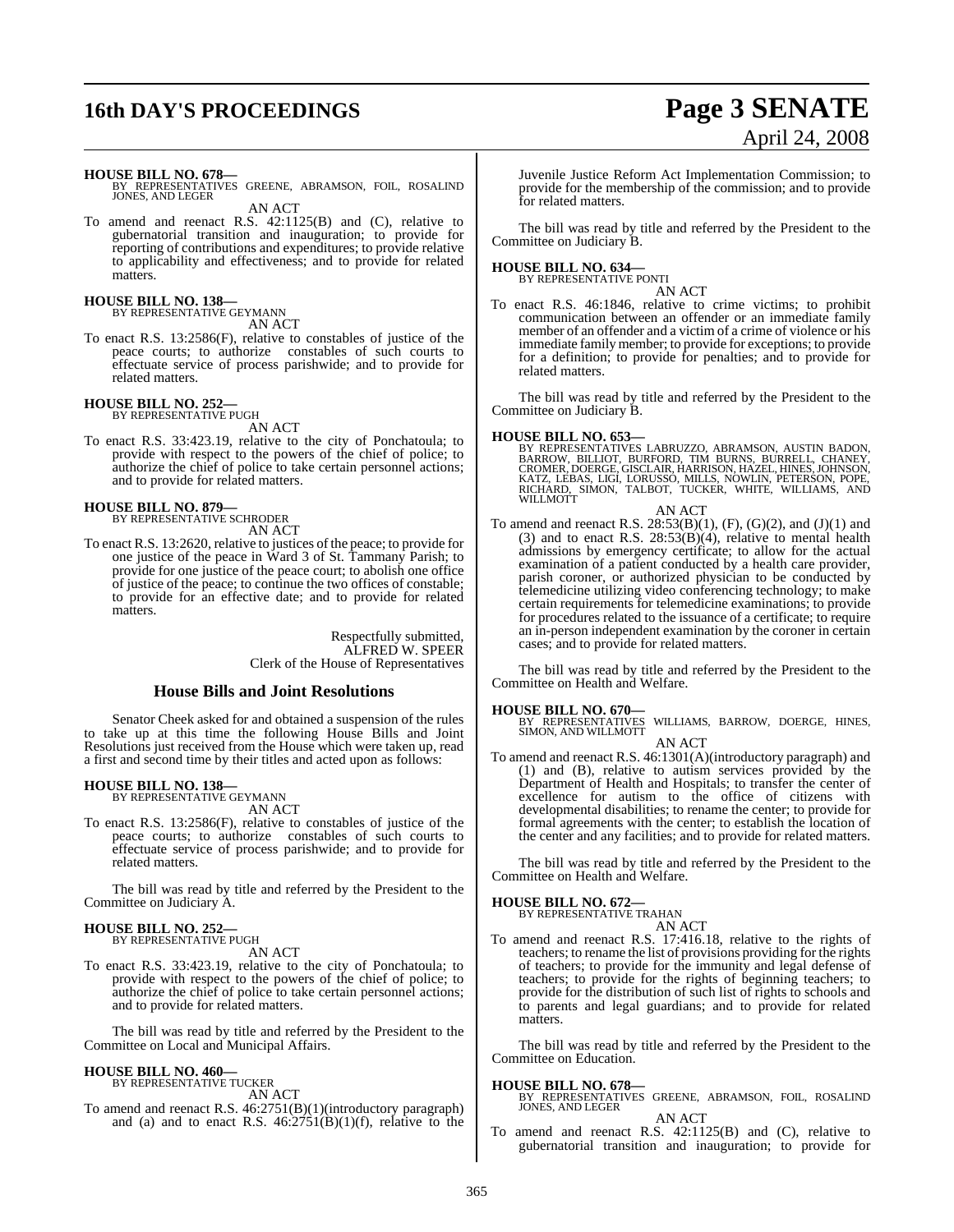**HOUSE BILL NO. 678—**
BY REPRESENTATIVES GREENE, ABRAMSON, FOIL, ROSALIND JONES, AND LEGER

AN ACT

To amend and reenact R.S. 42:1125(B) and (C), relative to gubernatorial transition and inauguration; to provide for reporting of contributions and expenditures; to provide relative to applicability and effectiveness; and to provide for related matters.

**HOUSE BILL NO. 138—**
BY REPRESENTATIVE GEYMANN

AN ACT

To enact R.S. 13:2586(F), relative to constables of justice of the peace courts; to authorize constables of such courts to effectuate service of process parishwide; and to provide for related matters.

**HOUSE BILL NO. 252—**
BY REPRESENTATIVE PUGH

AN ACT

To enact R.S. 33:423.19, relative to the city of Ponchatoula; to provide with respect to the powers of the chief of police; to authorize the chief of police to take certain personnel actions; and to provide for related matters.

**HOUSE BILL NO. 879—**
BY REPRESENTATIVE SCHRODER

AN ACT

To enact R.S. 13:2620, relative to justices of the peace; to provide for one justice of the peace in Ward 3 of St. Tammany Parish; to provide for one justice of the peace court; to abolish one office of justice of the peace; to continue the two offices of constable; to provide for an effective date; and to provide for related matters.

Respectfully submitted,
ALFRED W. SPEER
Clerk of the House of Representatives

## House Bills and Joint Resolutions

Senator Cheek asked for and obtained a suspension of the rules to take up at this time the following House Bills and Joint Resolutions just received from the House which were taken up, read a first and second time by their titles and acted upon as follows:

**HOUSE BILL NO. 138—**
BY REPRESENTATIVE GEYMANN

AN ACT

To enact R.S. 13:2586(F), relative to constables of justice of the peace courts; to authorize constables of such courts to effectuate service of process parishwide; and to provide for related matters.

The bill was read by title and referred by the President to the Committee on Judiciary A.

**HOUSE BILL NO. 252—**
BY REPRESENTATIVE PUGH

AN ACT

To enact R.S. 33:423.19, relative to the city of Ponchatoula; to provide with respect to the powers of the chief of police; to authorize the chief of police to take certain personnel actions; and to provide for related matters.

The bill was read by title and referred by the President to the Committee on Local and Municipal Affairs.

**HOUSE BILL NO. 460—**
BY REPRESENTATIVE TUCKER

AN ACT

To amend and reenact R.S. 46:2751(B)(1)(introductory paragraph) and (a) and to enact R.S. 46:2751(B)(1)(f), relative to the Juvenile Justice Reform Act Implementation Commission; to provide for the membership of the commission; and to provide for related matters.

The bill was read by title and referred by the President to the Committee on Judiciary B.

**HOUSE BILL NO. 634—**
BY REPRESENTATIVE PONTI

AN ACT

To enact R.S. 46:1846, relative to crime victims; to prohibit communication between an offender or an immediate family member of an offender and a victim of a crime of violence or his immediate family member; to provide for exceptions; to provide for a definition; to provide for penalties; and to provide for related matters.

The bill was read by title and referred by the President to the Committee on Judiciary B.

**HOUSE BILL NO. 653—**
BY REPRESENTATIVES LABRUZZO, ABRAMSON, AUSTIN BADON, BARROW, BILLIOT, BURFORD, TIM BURNS, BURRELL, CHANEY, CROMER, DOERGE, GISCLAIR, HARRISON, HAZEL, HINES, JOHNSON, KATZ, LEBAS, LIGI, LORUSSO, MILLS, NOWLIN, PETERSON, POPE, RICHARD, SIMON, TALBOT, TUCKER, WHITE, WILLIAMS, AND WILLMOTT

AN ACT

To amend and reenact R.S. 28:53(B)(1), (F), (G)(2), and (J)(1) and (3) and to enact R.S. 28:53(B)(4), relative to mental health admissions by emergency certificate; to allow for the actual examination of a patient conducted by a health care provider, parish coroner, or authorized physician to be conducted by telemedicine utilizing video conferencing technology; to make certain requirements for telemedicine examinations; to provide for procedures related to the issuance of a certificate; to require an in-person independent examination by the coroner in certain cases; and to provide for related matters.

The bill was read by title and referred by the President to the Committee on Health and Welfare.

**HOUSE BILL NO. 670—**
BY REPRESENTATIVES WILLIAMS, BARROW, DOERGE, HINES, SIMON, AND WILLMOTT

AN ACT

To amend and reenact R.S. 46:1301(A)(introductory paragraph) and (1) and (B), relative to autism services provided by the Department of Health and Hospitals; to transfer the center of excellence for autism to the office of citizens with developmental disabilities; to rename the center; to provide for formal agreements with the center; to establish the location of the center and any facilities; and to provide for related matters.

The bill was read by title and referred by the President to the Committee on Health and Welfare.

**HOUSE BILL NO. 672—**
BY REPRESENTATIVE TRAHAN

AN ACT

To amend and reenact R.S. 17:416.18, relative to the rights of teachers; to rename the list of provisions providing for the rights of teachers; to provide for the immunity and legal defense of teachers; to provide for the rights of beginning teachers; to provide for the distribution of such list of rights to schools and to parents and legal guardians; and to provide for related matters.

The bill was read by title and referred by the President to the Committee on Education.

**HOUSE BILL NO. 678—**
BY REPRESENTATIVES GREENE, ABRAMSON, FOIL, ROSALIND JONES, AND LEGER

AN ACT

To amend and reenact R.S. 42:1125(B) and (C), relative to gubernatorial transition and inauguration; to provide for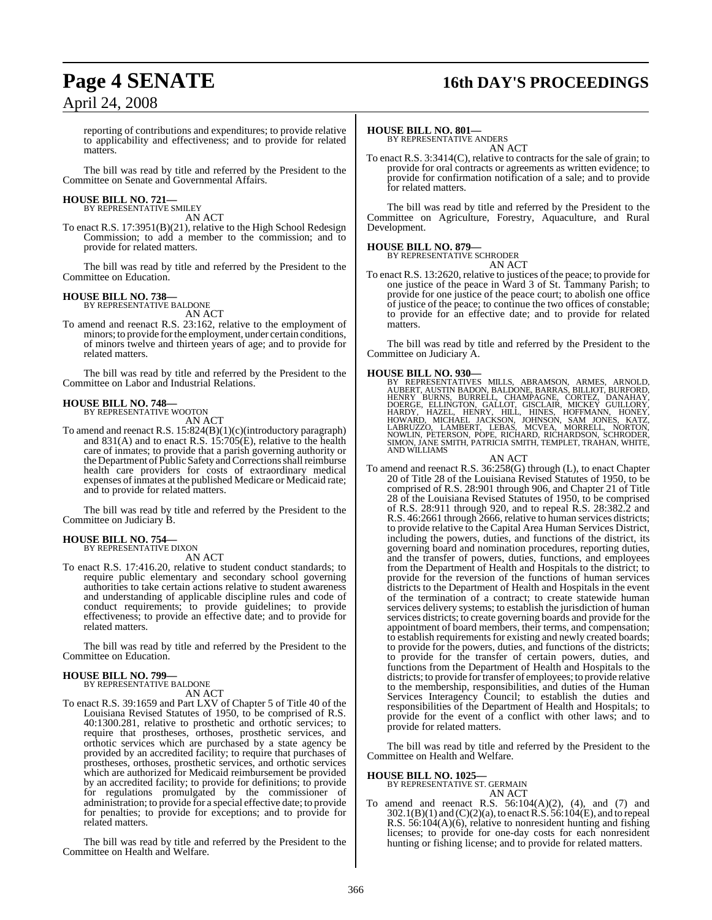reporting of contributions and expenditures; to provide relative to applicability and effectiveness; and to provide for related matters.

The bill was read by title and referred by the President to the Committee on Senate and Governmental Affairs.

**HOUSE BILL NO. 721—**
BY REPRESENTATIVE SMILEY

AN ACT

To enact R.S. 17:3951(B)(21), relative to the High School Redesign Commission; to add a member to the commission; and to provide for related matters.

The bill was read by title and referred by the President to the Committee on Education.

**HOUSE BILL NO. 738—**
BY REPRESENTATIVE BALDONE

AN ACT

To amend and reenact R.S. 23:162, relative to the employment of minors; to provide for the employment, under certain conditions, of minors twelve and thirteen years of age; and to provide for related matters.

The bill was read by title and referred by the President to the Committee on Labor and Industrial Relations.

**HOUSE BILL NO. 748—**
BY REPRESENTATIVE WOOTON

AN ACT

To amend and reenact R.S. 15:824(B)(1)(c)(introductory paragraph) and 831(A) and to enact R.S. 15:705(E), relative to the health care of inmates; to provide that a parish governing authority or the Department of Public Safety and Corrections shall reimburse health care providers for costs of extraordinary medical expenses of inmates at the published Medicare or Medicaid rate; and to provide for related matters.

The bill was read by title and referred by the President to the Committee on Judiciary B.

**HOUSE BILL NO. 754—**
BY REPRESENTATIVE DIXON

AN ACT

To enact R.S. 17:416.20, relative to student conduct standards; to require public elementary and secondary school governing authorities to take certain actions relative to student awareness and understanding of applicable discipline rules and code of conduct requirements; to provide guidelines; to provide effectiveness; to provide an effective date; and to provide for related matters.

The bill was read by title and referred by the President to the Committee on Education.

**HOUSE BILL NO. 799—**
BY REPRESENTATIVE BALDONE

AN ACT

To enact R.S. 39:1659 and Part LXV of Chapter 5 of Title 40 of the Louisiana Revised Statutes of 1950, to be comprised of R.S. 40:1300.281, relative to prosthetic and orthotic services; to require that prostheses, orthoses, prosthetic services, and orthotic services which are purchased by a state agency be provided by an accredited facility; to require that purchases of prostheses, orthoses, prosthetic services, and orthotic services which are authorized for Medicaid reimbursement be provided by an accredited facility; to provide for definitions; to provide for regulations promulgated by the commissioner of administration; to provide for a special effective date; to provide for penalties; to provide for exceptions; and to provide for related matters.

The bill was read by title and referred by the President to the Committee on Health and Welfare.

**HOUSE BILL NO. 801—**
BY REPRESENTATIVE ANDERS

AN ACT

To enact R.S. 3:3414(C), relative to contracts for the sale of grain; to provide for oral contracts or agreements as written evidence; to provide for confirmation notification of a sale; and to provide for related matters.

The bill was read by title and referred by the President to the Committee on Agriculture, Forestry, Aquaculture, and Rural Development.

**HOUSE BILL NO. 879—**
BY REPRESENTATIVE SCHRODER

AN ACT

To enact R.S. 13:2620, relative to justices of the peace; to provide for one justice of the peace in Ward 3 of St. Tammany Parish; to provide for one justice of the peace court; to abolish one office of justice of the peace; to continue the two offices of constable; to provide for an effective date; and to provide for related matters.

The bill was read by title and referred by the President to the Committee on Judiciary A.

**HOUSE BILL NO. 930—**
BY REPRESENTATIVES MILLS, ABRAMSON, ARMES, ARNOLD, AUBERT, AUSTIN BADON, BALDONE, BARRAS, BILLIOT, BURFORD, HENRY BURNS, BURRELL, CHAMPAGNE, CORTEZ, DANAHAY, DOERGE, ELLINGTON, GALLOT, GISCLAIR, MICKEY GUILLORY, HARDY, HAZEL, HENRY, HILL, HINES, HOFFMANN, HONEY, HOWARD, MICHAEL JACKSON, JOHNSON, SAM JONES, KATZ, LABRUZZO, LAMBERT, LEBAS, MCVEA, MORRELL, NORTON, NOWLIN, PETERSON, POPE, RICHARD, RICHARDSON, SCHRODER, SIMON, JANE SMITH, PATRICIA SMITH, TEMPLET, TRAHAN, WHITE, AND WILLIAMS

AN ACT

To amend and reenact R.S. 36:258(G) through (L), to enact Chapter 20 of Title 28 of the Louisiana Revised Statutes of 1950, to be comprised of R.S. 28:901 through 906, and Chapter 21 of Title 28 of the Louisiana Revised Statutes of 1950, to be comprised of R.S. 28:911 through 920, and to repeal R.S. 28:382.2 and R.S. 46:2661 through 2666, relative to human services districts; to provide relative to the Capital Area Human Services District, including the powers, duties, and functions of the district, its governing board and nomination procedures, reporting duties, and the transfer of powers, duties, functions, and employees from the Department of Health and Hospitals to the district; to provide for the reversion of the functions of human services districts to the Department of Health and Hospitals in the event of the termination of a contract; to create statewide human services delivery systems; to establish the jurisdiction of human services districts; to create governing boards and provide for the appointment of board members, their terms, and compensation; to establish requirements for existing and newly created boards; to provide for the powers, duties, and functions of the districts; to provide for the transfer of certain powers, duties, and functions from the Department of Health and Hospitals to the districts; to provide for transfer of employees; to provide relative to the membership, responsibilities, and duties of the Human Services Interagency Council; to establish the duties and responsibilities of the Department of Health and Hospitals; to provide for the event of a conflict with other laws; and to provide for related matters.

The bill was read by title and referred by the President to the Committee on Health and Welfare.

**HOUSE BILL NO. 1025—**
BY REPRESENTATIVE ST. GERMAIN

AN ACT

To amend and reenact R.S. 56:104(A)(2), (4), and (7) and 302.1(B)(1) and (C)(2)(a), to enact R.S. 56:104(E), and to repeal R.S. 56:104(A)(6), relative to nonresident hunting and fishing licenses; to provide for one-day costs for each nonresident hunting or fishing license; and to provide for related matters.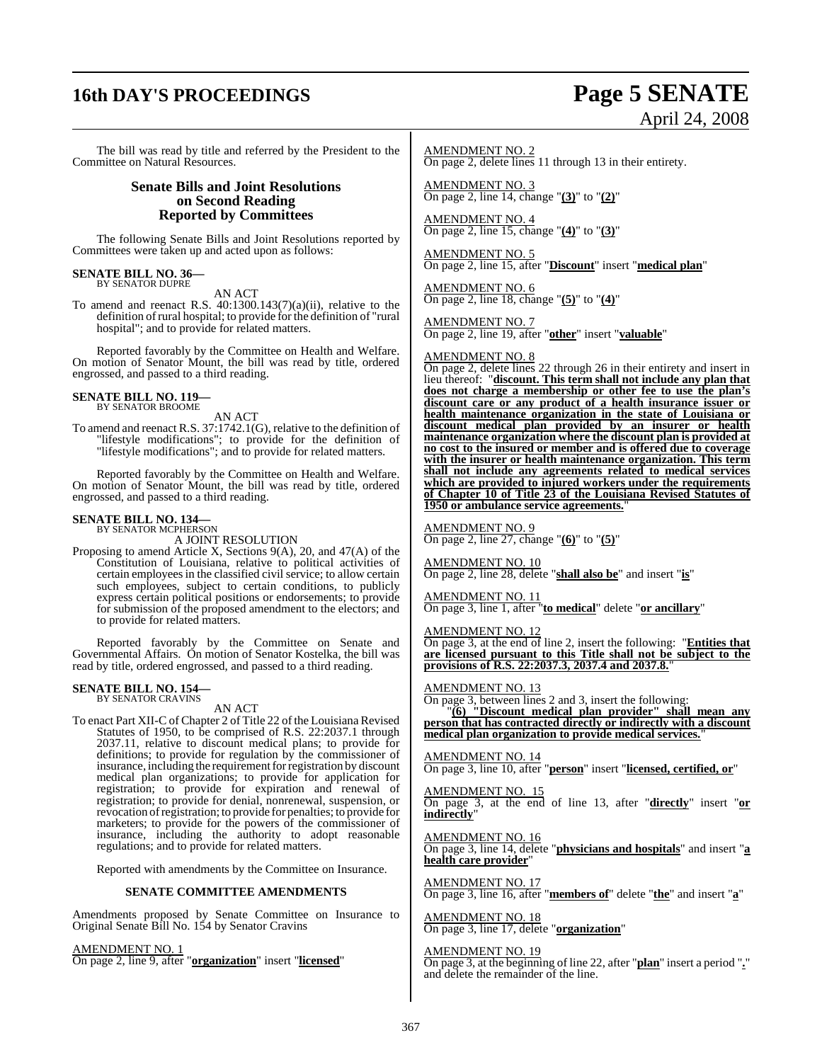The bill was read by title and referred by the President to the Committee on Natural Resources.

## Senate Bills and Joint Resolutions on Second Reading Reported by Committees

The following Senate Bills and Joint Resolutions reported by Committees were taken up and acted upon as follows:

**SENATE BILL NO. 36—**
BY SENATOR DUPRE

AN ACT

To amend and reenact R.S. 40:1300.143(7)(a)(ii), relative to the definition of rural hospital; to provide for the definition of "rural hospital"; and to provide for related matters.

Reported favorably by the Committee on Health and Welfare. On motion of Senator Mount, the bill was read by title, ordered engrossed, and passed to a third reading.

**SENATE BILL NO. 119—**
BY SENATOR BROOME

AN ACT

To amend and reenact R.S. 37:1742.1(G), relative to the definition of "lifestyle modifications"; to provide for the definition of "lifestyle modifications"; and to provide for related matters.

Reported favorably by the Committee on Health and Welfare. On motion of Senator Mount, the bill was read by title, ordered engrossed, and passed to a third reading.

**SENATE BILL NO. 134—**
BY SENATOR MCPHERSON

A JOINT RESOLUTION

Proposing to amend Article X, Sections 9(A), 20, and 47(A) of the Constitution of Louisiana, relative to political activities of certain employees in the classified civil service; to allow certain such employees, subject to certain conditions, to publicly express certain political positions or endorsements; to provide for submission of the proposed amendment to the electors; and to provide for related matters.

Reported favorably by the Committee on Senate and Governmental Affairs. On motion of Senator Kostelka, the bill was read by title, ordered engrossed, and passed to a third reading.

**SENATE BILL NO. 154—**
BY SENATOR CRAVINS

AN ACT

To enact Part XII-C of Chapter 2 of Title 22 of the Louisiana Revised Statutes of 1950, to be comprised of R.S. 22:2037.1 through 2037.11, relative to discount medical plans; to provide for definitions; to provide for regulation by the commissioner of insurance, including the requirement for registration by discount medical plan organizations; to provide for application for registration; to provide for expiration and renewal of registration; to provide for denial, nonrenewal, suspension, or revocation of registration; to provide for penalties; to provide for marketers; to provide for the powers of the commissioner of insurance, including the authority to adopt reasonable regulations; and to provide for related matters.

Reported with amendments by the Committee on Insurance.

**SENATE COMMITTEE AMENDMENTS**

Amendments proposed by Senate Committee on Insurance to Original Senate Bill No. 154 by Senator Cravins

AMENDMENT NO. 1
On page 2, line 9, after "**organization**" insert "**licensed**"

AMENDMENT NO. 2
On page 2, delete lines 11 through 13 in their entirety.

AMENDMENT NO. 3
On page 2, line 14, change "**(3)**" to "**(2)**"

AMENDMENT NO. 4
On page 2, line 15, change "**(4)**" to "**(3)**"

AMENDMENT NO. 5
On page 2, line 15, after "**Discount**" insert "**medical plan**"

AMENDMENT NO. 6
On page 2, line 18, change "**(5)**" to "**(4)**"

AMENDMENT NO. 7
On page 2, line 19, after "**other**" insert "**valuable**"

AMENDMENT NO. 8
On page 2, delete lines 22 through 26 in their entirety and insert in lieu thereof: "**discount. This term shall not include any plan that does not charge a membership or other fee to use the plan's discount care or any product of a health insurance issuer or health maintenance organization in the state of Louisiana or discount medical plan provided by an insurer or health maintenance organization where the discount plan is provided at no cost to the insured or member and is offered due to coverage with the insurer or health maintenance organization. This term shall not include any agreements related to medical services which are provided to injured workers under the requirements of Chapter 10 of Title 23 of the Louisiana Revised Statutes of 1950 or ambulance service agreements.**"

AMENDMENT NO. 9
On page 2, line 27, change "**(6)**" to "**(5)**"

AMENDMENT NO. 10
On page 2, line 28, delete "**shall also be**" and insert "**is**"

AMENDMENT NO. 11
On page 3, line 1, after "**to medical**" delete "**or ancillary**"

AMENDMENT NO. 12
On page 3, at the end of line 2, insert the following: "**Entities that are licensed pursuant to this Title shall not be subject to the provisions of R.S. 22:2037.3, 2037.4 and 2037.8.**"

AMENDMENT NO. 13
On page 3, between lines 2 and 3, insert the following:

"**(6) "Discount medical plan provider" shall mean any person that has contracted directly or indirectly with a discount medical plan organization to provide medical services.**"

AMENDMENT NO. 14
On page 3, line 10, after "**person**" insert "**licensed, certified, or**"

AMENDMENT NO. 15
On page 3, at the end of line 13, after "**directly**" insert "**or indirectly**"

AMENDMENT NO. 16
On page 3, line 14, delete "**physicians and hospitals**" and insert "**a health care provider**"

AMENDMENT NO. 17
On page 3, line 16, after "**members of**" delete "**the**" and insert "**a**"

AMENDMENT NO. 18
On page 3, line 17, delete "**organization**"

AMENDMENT NO. 19
On page 3, at the beginning of line 22, after "**plan**" insert a period "**.**" and delete the remainder of the line.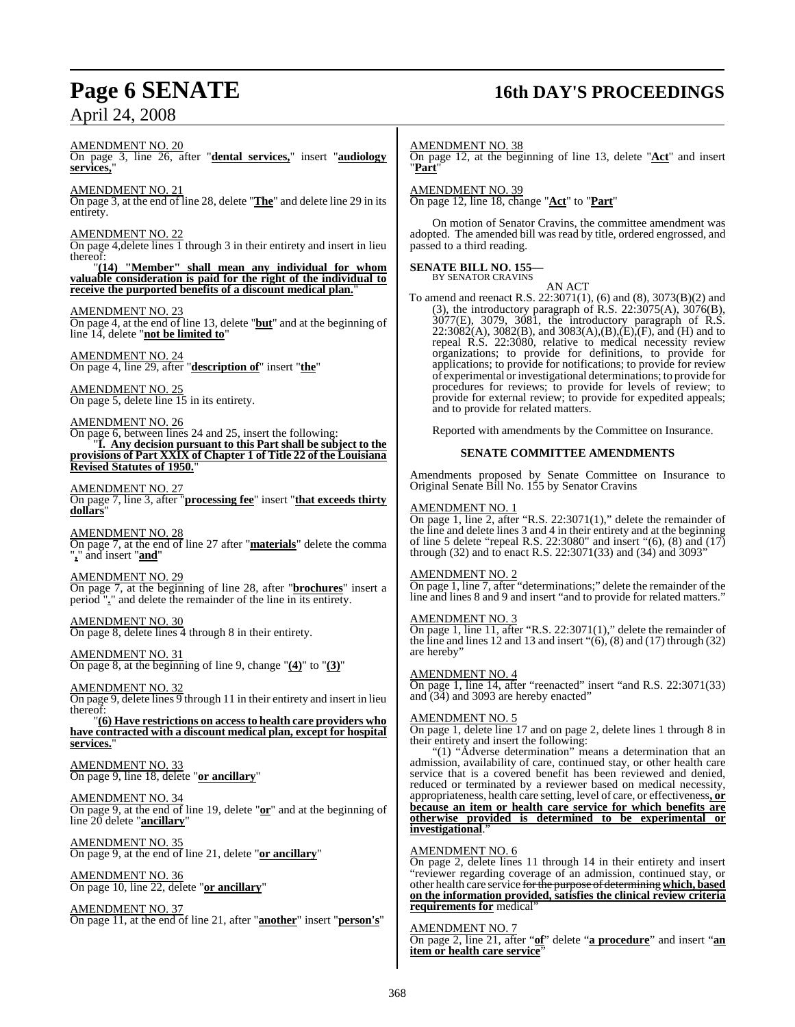AMENDMENT NO. 20

On page 3, line 26, after "**dental services,**" insert "**audiology services,**"

AMENDMENT NO. 21

On page 3, at the end of line 28, delete "**The**" and delete line 29 in its entirety.

AMENDMENT NO. 22

On page 4,delete lines 1 through 3 in their entirety and insert in lieu thereof:

"**(14) "Member" shall mean any individual for whom valuable consideration is paid for the right of the individual to receive the purported benefits of a discount medical plan.**"

AMENDMENT NO. 23

On page 4, at the end of line 13, delete "**but**" and at the beginning of line 14, delete "**not be limited to**"

AMENDMENT NO. 24

On page 4, line 29, after "**description of**" insert "**the**"

AMENDMENT NO. 25

On page 5, delete line 15 in its entirety.

AMENDMENT NO. 26

On page 6, between lines 24 and 25, insert the following:

"**I. Any decision pursuant to this Part shall be subject to the provisions of Part XXIX of Chapter 1 of Title 22 of the Louisiana Revised Statutes of 1950.**"

AMENDMENT NO. 27

On page 7, line 3, after "**processing fee**" insert "**that exceeds thirty dollars**"

AMENDMENT NO. 28

On page 7, at the end of line 27 after "**materials**" delete the comma "**,**" and insert "**and**"

AMENDMENT NO. 29

On page 7, at the beginning of line 28, after "**brochures**" insert a period "**.**" and delete the remainder of the line in its entirety.

AMENDMENT NO. 30

On page 8, delete lines 4 through 8 in their entirety.

AMENDMENT NO. 31

On page 8, at the beginning of line 9, change "**(4)**" to "**(3)**"

AMENDMENT NO. 32

On page 9, delete lines 9 through 11 in their entirety and insert in lieu thereof:

"**(6) Have restrictions on access to health care providers who have contracted with a discount medical plan, except for hospital services.**"

AMENDMENT NO. 33

On page 9, line 18, delete "**or ancillary**"

AMENDMENT NO. 34

On page 9, at the end of line 19, delete "**or**" and at the beginning of line 20 delete "**ancillary**"

AMENDMENT NO. 35

On page 9, at the end of line 21, delete "**or ancillary**"

AMENDMENT NO. 36

On page 10, line 22, delete "**or ancillary**"

AMENDMENT NO. 37

On page 11, at the end of line 21, after "**another**" insert "**person's**"

AMENDMENT NO. 38

On page 12, at the beginning of line 13, delete "**Act**" and insert "**Part**"

AMENDMENT NO. 39

On page 12, line 18, change "**Act**" to "**Part**"

On motion of Senator Cravins, the committee amendment was adopted. The amended bill was read by title, ordered engrossed, and passed to a third reading.

**SENATE BILL NO. 155—**
BY SENATOR CRAVINS

AN ACT

To amend and reenact R.S. 22:3071(1), (6) and (8), 3073(B)(2) and (3), the introductory paragraph of R.S. 22:3075(A), 3076(B), 3077(E), 3079, 3081, the introductory paragraph of R.S. 22:3082(A), 3082(B), and 3083(A),(B),(E),(F), and (H) and to repeal R.S. 22:3080, relative to medical necessity review organizations; to provide for definitions, to provide for applications; to provide for notifications; to provide for review of experimental or investigational determinations; to provide for procedures for reviews; to provide for levels of review; to provide for external review; to provide for expedited appeals; and to provide for related matters.

Reported with amendments by the Committee on Insurance.

**SENATE COMMITTEE AMENDMENTS**

Amendments proposed by Senate Committee on Insurance to Original Senate Bill No. 155 by Senator Cravins

AMENDMENT NO. 1

On page 1, line 2, after "R.S. 22:3071(1)," delete the remainder of the line and delete lines 3 and 4 in their entirety and at the beginning of line 5 delete "repeal R.S. 22:3080" and insert "(6), (8) and (17) through (32) and to enact R.S. 22:3071(33) and (34) and 3093"

AMENDMENT NO. 2

On page 1, line 7, after "determinations;" delete the remainder of the line and lines 8 and 9 and insert "and to provide for related matters."

AMENDMENT NO. 3

On page 1, line 11, after "R.S. 22:3071(1)," delete the remainder of the line and lines 12 and 13 and insert "(6), (8) and (17) through (32) are hereby"

AMENDMENT NO. 4

On page 1, line 14, after "reenacted" insert "and R.S. 22:3071(33) and (34) and 3093 are hereby enacted"

AMENDMENT NO. 5

On page 1, delete line 17 and on page 2, delete lines 1 through 8 in their entirety and insert the following:

"(1) "Adverse determination" means a determination that an admission, availability of care, continued stay, or other health care service that is a covered benefit has been reviewed and denied, reduced or terminated by a reviewer based on medical necessity, appropriateness, health care setting, level of care, or effectiveness**, or because an item or health care service for which benefits are otherwise provided is determined to be experimental or investigational**."

AMENDMENT NO. 6

On page 2, delete lines 11 through 14 in their entirety and insert "reviewer regarding coverage of an admission, continued stay, or other health care service ~~for the purpose of determining~~ **which, based on the information provided, satisfies the clinical review criteria requirements for** medical"

AMENDMENT NO. 7

On page 2, line 21, after "**of**" delete "**a procedure**" and insert "**an item or health care service**"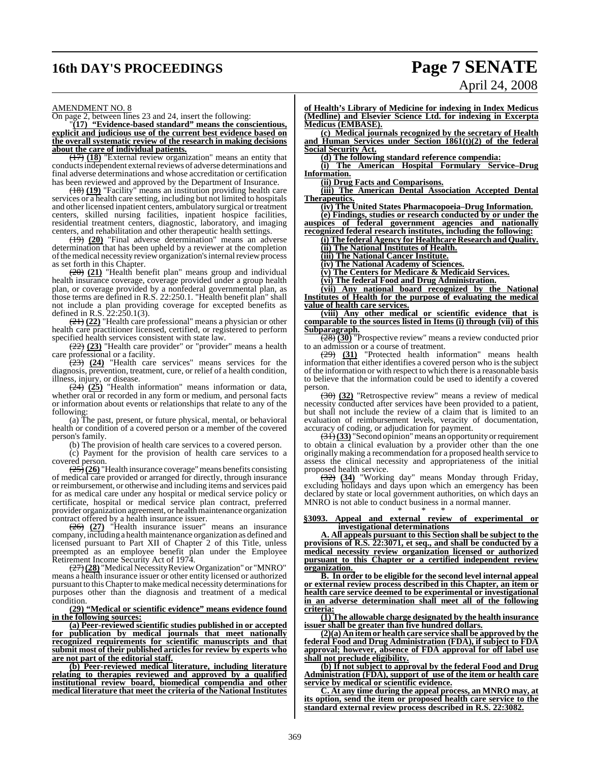AMENDMENT NO. 8

On page 2, between lines 23 and 24, insert the following:

"**(17) "Evidence-based standard" means the conscientious, explicit and judicious use of the current best evidence based on the overall systematic review of the research in making decisions about the care of individual patients.**

~~(17)~~ **(18)** "External review organization" means an entity that conducts independent external reviews of adverse determinations and final adverse determinations and whose accreditation or certification has been reviewed and approved by the Department of Insurance.

~~(18)~~ **(19)** "Facility" means an institution providing health care services or a health care setting, including but not limited to hospitals and other licensed inpatient centers, ambulatory surgical or treatment centers, skilled nursing facilities, inpatient hospice facilities, residential treatment centers, diagnostic, laboratory, and imaging centers, and rehabilitation and other therapeutic health settings.

~~(19)~~ **(20)** "Final adverse determination" means an adverse determination that has been upheld by a reviewer at the completion of the medical necessity review organization's internal review process as set forth in this Chapter.

~~(20)~~ **(21)** "Health benefit plan" means group and individual health insurance coverage, coverage provided under a group health plan, or coverage provided by a nonfederal governmental plan, as those terms are defined in R.S. 22:250.1. "Health benefit plan" shall not include a plan providing coverage for excepted benefits as defined in R.S. 22:250.1(3).

~~(21)~~ **(22)** "Health care professional" means a physician or other health care practitioner licensed, certified, or registered to perform specified health services consistent with state law.

~~(22)~~ **(23)** "Health care provider" or "provider" means a health care professional or a facility.

~~(23)~~ **(24)** "Health care services" means services for the diagnosis, prevention, treatment, cure, or relief of a health condition, illness, injury, or disease.

~~(24)~~ **(25)** "Health information" means information or data, whether oral or recorded in any form or medium, and personal facts or information about events or relationships that relate to any of the following:

(a) The past, present, or future physical, mental, or behavioral health or condition of a covered person or a member of the covered person's family.

(b) The provision of health care services to a covered person.

(c) Payment for the provision of health care services to a covered person.

~~(25)~~ **(26)** "Health insurance coverage" means benefits consisting of medical care provided or arranged for directly, through insurance or reimbursement, or otherwise and including items and services paid for as medical care under any hospital or medical service policy or certificate, hospital or medical service plan contract, preferred provider organization agreement, or health maintenance organization contract offered by a health insurance issuer.

~~(26)~~ **(27)** "Health insurance issuer" means an insurance company, including a health maintenance organization as defined and licensed pursuant to Part XII of Chapter 2 of this Title, unless preempted as an employee benefit plan under the Employee Retirement Income Security Act of 1974.

~~(27)~~ **(28)** "Medical Necessity Review Organization" or "MNRO" means a health insurance issuer or other entity licensed or authorized pursuant to this Chapter to make medical necessity determinations for purposes other than the diagnosis and treatment of a medical condition.

**(29) "Medical or scientific evidence" means evidence found in the following sources:**

**(a) Peer-reviewed scientific studies published in or accepted for publication by medical journals that meet nationally recognized requirements for scientific manuscripts and that submit most of their published articles for review by experts who are not part of the editorial staff.**

**(b) Peer-reviewed medical literature, including literature relating to therapies reviewed and approved by a qualified institutional review board, biomedical compendia and other medical literature that meet the criteria of the National Institutes of Health's Library of Medicine for indexing in Index Medicus (Medline) and Elsevier Science Ltd. for indexing in Excerpta Medicus (EMBASE).**

**(c) Medical journals recognized by the secretary of Health and Human Services under Section 1861(t)(2) of the federal Social Security Act.**

**(d) The following standard reference compendia:**

**(i) The American Hospital Formulary Service–Drug Information.**

**(ii) Drug Facts and Comparisons.**

**(iii) The American Dental Association Accepted Dental Therapeutics.**

**(iv) The United States Pharmacopoeia–Drug Information.**

**(e) Findings, studies or research conducted by or under the auspices of federal government agencies and nationally recognized federal research institutes, including the following:**

**(i) The federal Agency for Healthcare Research and Quality.**

**(ii) The National Institutes of Health.**

**(iii) The National Cancer Institute.**

**(iv) The National Academy of Sciences.**

**(v) The Centers for Medicare & Medicaid Services.**

**(vi) The federal Food and Drug Administration.**

**(vii) Any national board recognized by the National Institutes of Health for the purpose of evaluating the medical value of health care services.**

**(viii) Any other medical or scientific evidence that is comparable to the sources listed in Items (i) through (vii) of this Subparagraph.**

~~(28)~~ **(30)** "Prospective review" means a review conducted prior to an admission or a course of treatment.

~~(29)~~ **(31)** "Protected health information" means health information that either identifies a covered person who is the subject of the information or with respect to which there is a reasonable basis to believe that the information could be used to identify a covered person.

~~(30)~~ **(32)** "Retrospective review" means a review of medical necessity conducted after services have been provided to a patient, but shall not include the review of a claim that is limited to an evaluation of reimbursement levels, veracity of documentation, accuracy of coding, or adjudication for payment.

~~(31)~~ **(33)** "Second opinion" means an opportunity or requirement to obtain a clinical evaluation by a provider other than the one originally making a recommendation for a proposed health service to assess the clinical necessity and appropriateness of the initial proposed health service.

~~(32)~~ **(34)** "Working day" means Monday through Friday, excluding holidays and days upon which an emergency has been declared by state or local government authorities, on which days an MNRO is not able to conduct business in a normal manner.

\* \* \*

**§3093. Appeal and external review of experimental or investigational determinations**

**A. All appeals pursuant to this Section shall be subject to the provisions of R.S. 22:3071, et seq., and shall be conducted by a medical necessity review organization licensed or authorized pursuant to this Chapter or a certified independent review organization.**

**B. In order to be eligible for the second level internal appeal or external review process described in this Chapter, an item or health care service deemed to be experimental or investigational in an adverse determination shall meet all of the following criteria:**

**(1) The allowable charge designated by the health insurance issuer shall be greater than five hundred dollars.**

**(2)(a) An item or health care service shall be approved by the federal Food and Drug Administration (FDA), if subject to FDA approval; however, absence of FDA approval for off label use shall not preclude eligibility.**

**(b) If not subject to approval by the federal Food and Drug Administration (FDA), support of use of the item or health care service by medical or scientific evidence.**

**C. At any time during the appeal process, an MNRO may, at its option, send the item or proposed health care service to the standard external review process described in R.S. 22:3082.**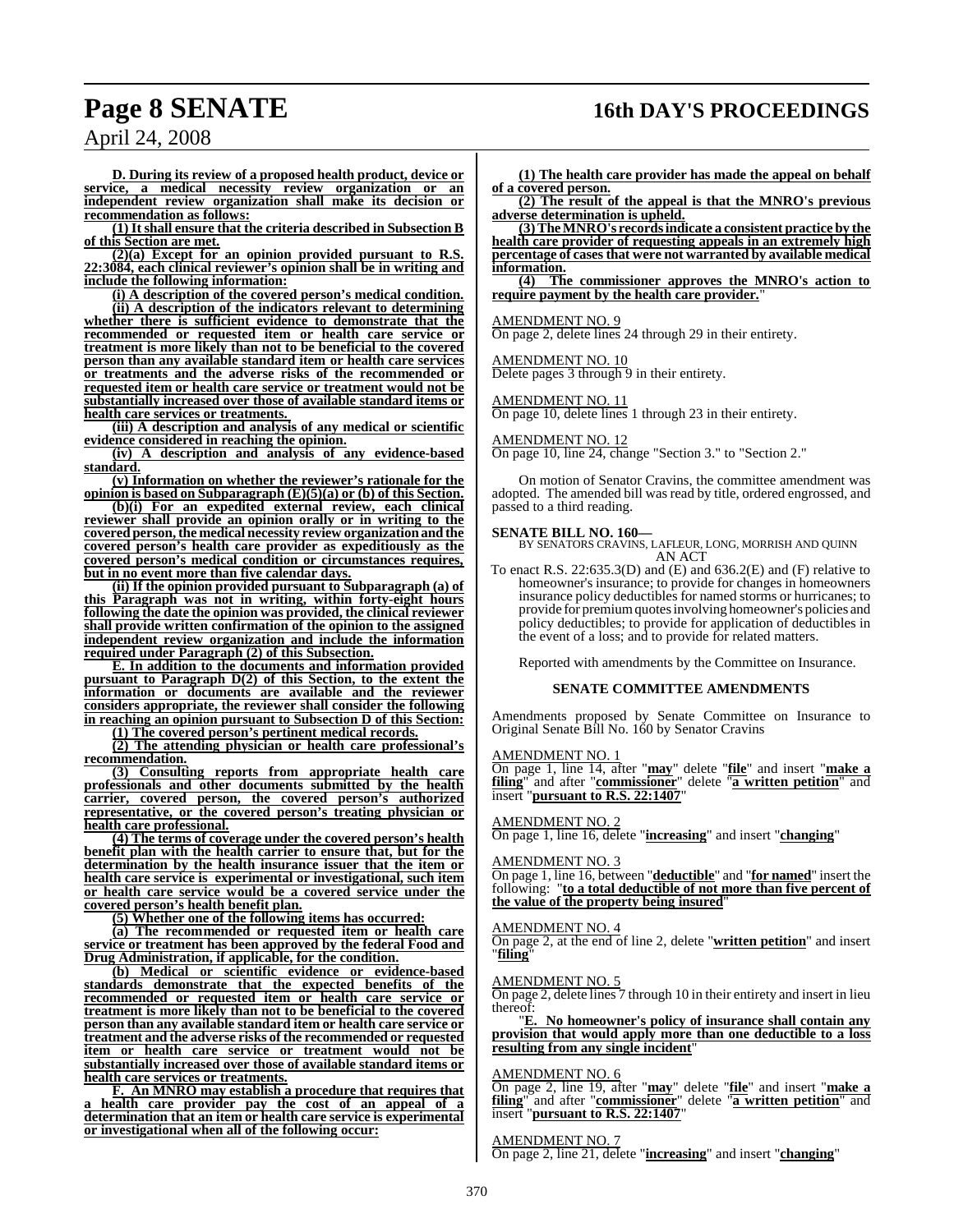**D. During its review of a proposed health product, device or service, a medical necessity review organization or an independent review organization shall make its decision or recommendation as follows:**

**(1) It shall ensure that the criteria described in Subsection B of this Section are met.**

**(2)(a) Except for an opinion provided pursuant to R.S. 22:3084, each clinical reviewer's opinion shall be in writing and include the following information:**

**(i) A description of the covered person's medical condition.**

**(ii) A description of the indicators relevant to determining whether there is sufficient evidence to demonstrate that the recommended or requested item or health care service or treatment is more likely than not to be beneficial to the covered person than any available standard item or health care services or treatments and the adverse risks of the recommended or requested item or health care service or treatment would not be substantially increased over those of available standard items or health care services or treatments.**

**(iii) A description and analysis of any medical or scientific evidence considered in reaching the opinion.**

**(iv) A description and analysis of any evidence-based standard.**

**(v) Information on whether the reviewer's rationale for the opinion is based on Subparagraph (E)(5)(a) or (b) of this Section.**

**(b)(i) For an expedited external review, each clinical reviewer shall provide an opinion orally or in writing to the covered person, the medical necessity review organization and the covered person's health care provider as expeditiously as the covered person's medical condition or circumstances requires, but in no event more than five calendar days.**

**(ii) If the opinion provided pursuant to Subparagraph (a) of this Paragraph was not in writing, within forty-eight hours following the date the opinion was provided, the clinical reviewer shall provide written confirmation of the opinion to the assigned independent review organization and include the information required under Paragraph (2) of this Subsection.**

**E. In addition to the documents and information provided pursuant to Paragraph D(2) of this Section, to the extent the information or documents are available and the reviewer considers appropriate, the reviewer shall consider the following in reaching an opinion pursuant to Subsection D of this Section:**

**(1) The covered person's pertinent medical records.**

**(2) The attending physician or health care professional's recommendation.**

**(3) Consulting reports from appropriate health care professionals and other documents submitted by the health carrier, covered person, the covered person's authorized representative, or the covered person's treating physician or health care professional.**

**(4) The terms of coverage under the covered person's health benefit plan with the health carrier to ensure that, but for the determination by the health insurance issuer that the item or health care service is experimental or investigational, such item or health care service would be a covered service under the covered person's health benefit plan.**

**(5) Whether one of the following items has occurred:**

**(a) The recommended or requested item or health care service or treatment has been approved by the federal Food and Drug Administration, if applicable, for the condition.**

**(b) Medical or scientific evidence or evidence-based standards demonstrate that the expected benefits of the recommended or requested item or health care service or treatment is more likely than not to be beneficial to the covered person than any available standard item or health care service or treatment and the adverse risks of the recommended or requested item or health care service or treatment would not be substantially increased over those of available standard items or health care services or treatments.**

**F. An MNRO may establish a procedure that requires that a health care provider pay the cost of an appeal of a determination that an item or health care service is experimental or investigational when all of the following occur:**

**(1) The health care provider has made the appeal on behalf of a covered person.**

**(2) The result of the appeal is that the MNRO's previous adverse determination is upheld.**

**(3) The MNRO's records indicate a consistent practice by the health care provider of requesting appeals in an extremely high percentage of cases that were not warranted by available medical information.**

**(4) The commissioner approves the MNRO's action to require payment by the health care provider.**"

AMENDMENT NO. 9
On page 2, delete lines 24 through 29 in their entirety.

AMENDMENT NO. 10
Delete pages 3 through 9 in their entirety.

AMENDMENT NO. 11
On page 10, delete lines 1 through 23 in their entirety.

AMENDMENT NO. 12
On page 10, line 24, change "Section 3." to "Section 2."

On motion of Senator Cravins, the committee amendment was adopted. The amended bill was read by title, ordered engrossed, and passed to a third reading.

**SENATE BILL NO. 160—**
BY SENATORS CRAVINS, LAFLEUR, LONG, MORRISH AND QUINN
AN ACT

To enact R.S. 22:635.3(D) and (E) and 636.2(E) and (F) relative to homeowner's insurance; to provide for changes in homeowners insurance policy deductibles for named storms or hurricanes; to provide for premium quotes involving homeowner's policies and policy deductibles; to provide for application of deductibles in the event of a loss; and to provide for related matters.

Reported with amendments by the Committee on Insurance.

**SENATE COMMITTEE AMENDMENTS**

Amendments proposed by Senate Committee on Insurance to Original Senate Bill No. 160 by Senator Cravins

AMENDMENT NO. 1
On page 1, line 14, after "**may**" delete "**file**" and insert "**make a filing**" and after "**commissioner**" delete "**a written petition**" and insert "**pursuant to R.S. 22:1407**"

AMENDMENT NO. 2
On page 1, line 16, delete "**increasing**" and insert "**changing**"

AMENDMENT NO. 3
On page 1, line 16, between "**deductible**" and "**for named**" insert the following: "**to a total deductible of not more than five percent of the value of the property being insured**"

AMENDMENT NO. 4
On page 2, at the end of line 2, delete "**written petition**" and insert "**filing**"

AMENDMENT NO. 5
On page 2, delete lines 7 through 10 in their entirety and insert in lieu thereof:

"**E. No homeowner's policy of insurance shall contain any provision that would apply more than one deductible to a loss resulting from any single incident**"

AMENDMENT NO. 6
On page 2, line 19, after "**may**" delete "**file**" and insert "**make a filing**" and after "**commissioner**" delete "**a written petition**" and insert "**pursuant to R.S. 22:1407**"

AMENDMENT NO. 7
On page 2, line 21, delete "**increasing**" and insert "**changing**"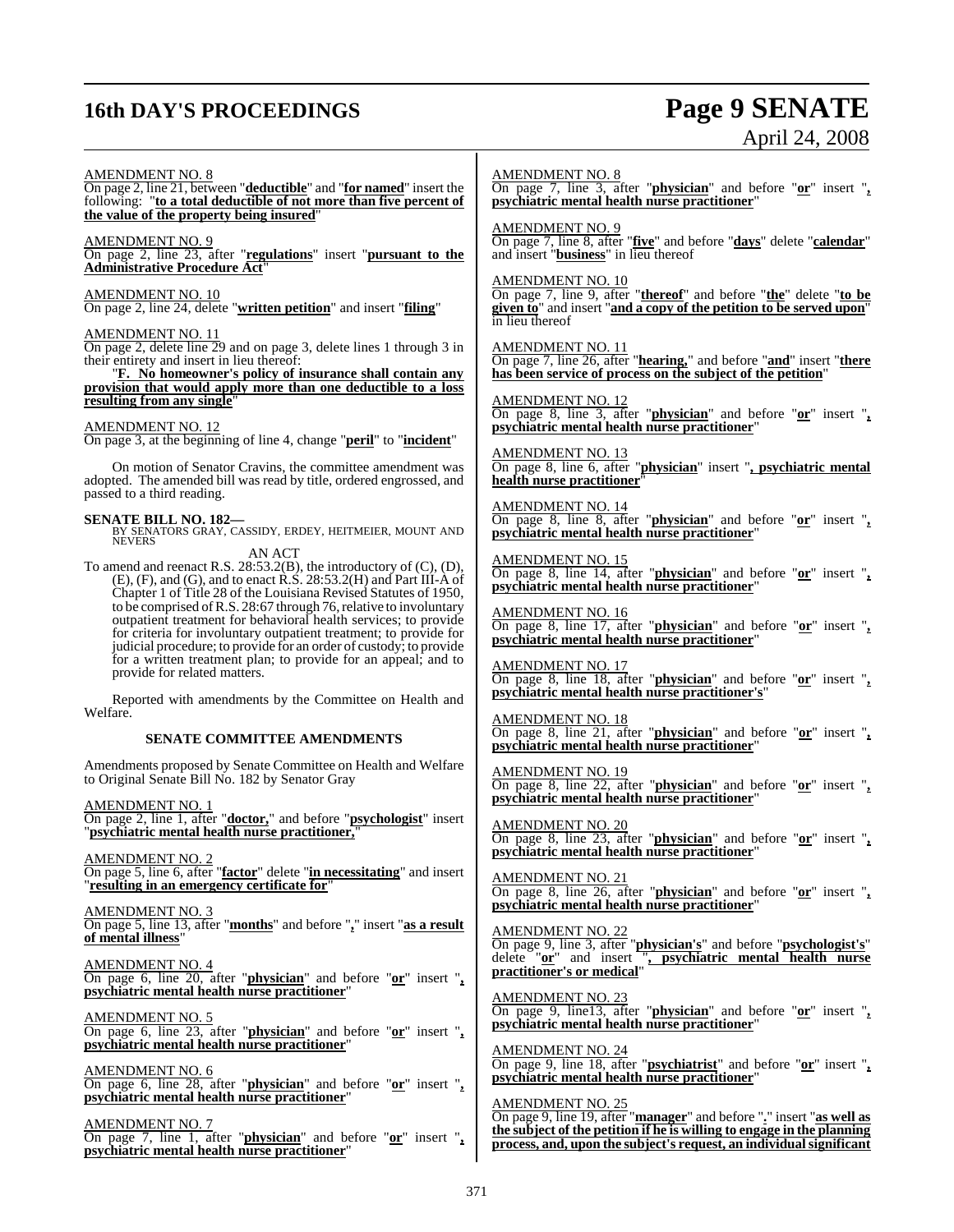AMENDMENT NO. 8

On page 2, line 21, between "**deductible**" and "**for named**" insert the following: "**to a total deductible of not more than five percent of the value of the property being insured**"

AMENDMENT NO. 9

On page 2, line 23, after "**regulations**" insert "**pursuant to the Administrative Procedure Act**"

AMENDMENT NO. 10

On page 2, line 24, delete "**written petition**" and insert "**filing**"

AMENDMENT NO. 11

On page 2, delete line 29 and on page 3, delete lines 1 through 3 in their entirety and insert in lieu thereof:

"**F. No homeowner's policy of insurance shall contain any provision that would apply more than one deductible to a loss resulting from any single**"

AMENDMENT NO. 12

On page 3, at the beginning of line 4, change "**peril**" to "**incident**"

On motion of Senator Cravins, the committee amendment was adopted. The amended bill was read by title, ordered engrossed, and passed to a third reading.

**SENATE BILL NO. 182—**
BY SENATORS GRAY, CASSIDY, ERDEY, HEITMEIER, MOUNT AND NEVERS

AN ACT

To amend and reenact R.S. 28:53.2(B), the introductory of (C), (D), (E), (F), and (G), and to enact R.S. 28:53.2(H) and Part III-A of Chapter 1 of Title 28 of the Louisiana Revised Statutes of 1950, to be comprised of R.S. 28:67 through 76, relative to involuntary outpatient treatment for behavioral health services; to provide for criteria for involuntary outpatient treatment; to provide for judicial procedure; to provide for an order of custody; to provide for a written treatment plan; to provide for an appeal; and to provide for related matters.

Reported with amendments by the Committee on Health and Welfare.

## SENATE COMMITTEE AMENDMENTS

Amendments proposed by Senate Committee on Health and Welfare to Original Senate Bill No. 182 by Senator Gray

AMENDMENT NO. 1

On page 2, line 1, after "**doctor,**" and before "**psychologist**" insert "**psychiatric mental health nurse practitioner,**"

AMENDMENT NO. 2

On page 5, line 6, after "**factor**" delete "**in necessitating**" and insert "**resulting in an emergency certificate for**"

AMENDMENT NO. 3

On page 5, line 13, after "**months**" and before "**,**" insert "**as a result of mental illness**"

AMENDMENT NO. 4

On page 6, line 20, after "**physician**" and before "**or**" insert "**, psychiatric mental health nurse practitioner**"

AMENDMENT NO. 5

On page 6, line 23, after "**physician**" and before "**or**" insert "**, psychiatric mental health nurse practitioner**"

AMENDMENT NO. 6

On page 6, line 28, after "**physician**" and before "**or**" insert "**, psychiatric mental health nurse practitioner**"

AMENDMENT NO. 7

On page 7, line 1, after "**physician**" and before "**or**" insert "**, psychiatric mental health nurse practitioner**"

AMENDMENT NO. 8

On page 7, line 3, after "**physician**" and before "**or**" insert "**, psychiatric mental health nurse practitioner**"

AMENDMENT NO. 9

On page 7, line 8, after "**five**" and before "**days**" delete "**calendar**" and insert "**business**" in lieu thereof

AMENDMENT NO. 10

On page 7, line 9, after "**thereof**" and before "**the**" delete "**to be given to**" and insert "**and a copy of the petition to be served upon**" in lieu thereof

AMENDMENT NO. 11

On page 7, line 26, after "**hearing,**" and before "**and**" insert "**there has been service of process on the subject of the petition**"

AMENDMENT NO. 12

On page 8, line 3, after "**physician**" and before "**or**" insert "**, psychiatric mental health nurse practitioner**"

AMENDMENT NO. 13

On page 8, line 6, after "**physician**" insert "**, psychiatric mental health nurse practitioner**"

AMENDMENT NO. 14

On page 8, line 8, after "**physician**" and before "**or**" insert "**, psychiatric mental health nurse practitioner**"

AMENDMENT NO. 15

On page 8, line 14, after "**physician**" and before "**or**" insert "**, psychiatric mental health nurse practitioner**"

AMENDMENT NO. 16

On page 8, line 17, after "**physician**" and before "**or**" insert "**, psychiatric mental health nurse practitioner**"

AMENDMENT NO. 17

On page 8, line 18, after "**physician**" and before "**or**" insert "**, psychiatric mental health nurse practitioner's**"

AMENDMENT NO. 18

On page 8, line 21, after "**physician**" and before "**or**" insert "**, psychiatric mental health nurse practitioner**"

AMENDMENT NO. 19

On page 8, line 22, after "**physician**" and before "**or**" insert "**, psychiatric mental health nurse practitioner**"

AMENDMENT NO. 20

On page 8, line 23, after "**physician**" and before "**or**" insert "**, psychiatric mental health nurse practitioner**"

AMENDMENT NO. 21

On page 8, line 26, after "**physician**" and before "**or**" insert "**, psychiatric mental health nurse practitioner**"

AMENDMENT NO. 22

On page 9, line 3, after "**physician's**" and before "**psychologist's**" delete "**or**" and insert "**, psychiatric mental health nurse practitioner's or medical**"

AMENDMENT NO. 23

On page 9, line13, after "**physician**" and before "**or**" insert "**, psychiatric mental health nurse practitioner**"

AMENDMENT NO. 24

On page 9, line 18, after "**psychiatrist**" and before "**or**" insert "**, psychiatric mental health nurse practitioner**"

AMENDMENT NO. 25

On page 9, line 19, after "**manager**" and before "**.**" insert "**as well as the subject of the petition if he is willing to engage in the planning process, and, upon the subject's request, an individual significant**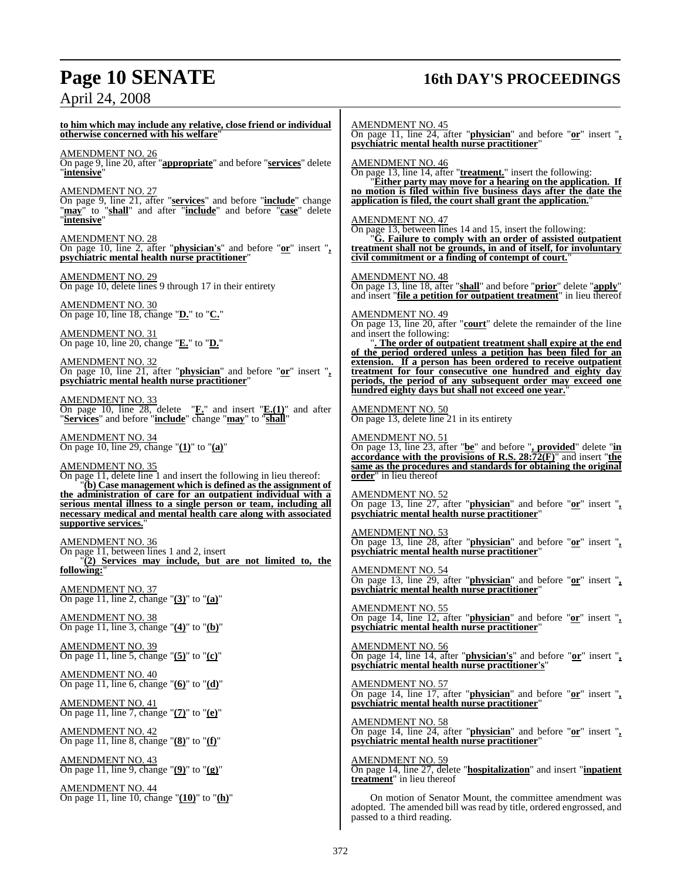**to him which may include any relative, close friend or individual otherwise concerned with his welfare**"

AMENDMENT NO. 26
On page 9, line 20, after "**appropriate**" and before "**services**" delete "**intensive**"

AMENDMENT NO. 27
On page 9, line 21, after "**services**" and before "**include**" change "**may**" to "**shall**" and after "**include**" and before "**case**" delete "**intensive**"

AMENDMENT NO. 28
On page 10, line 2, after "**physician's**" and before "**or**" insert "**, psychiatric mental health nurse practitioner**"

AMENDMENT NO. 29
On page 10, delete lines 9 through 17 in their entirety

AMENDMENT NO. 30
On page 10, line 18, change "**D.**" to "**C.**"

AMENDMENT NO. 31
On page 10, line 20, change "**E.**" to "**D.**"

AMENDMENT NO. 32
On page 10, line 21, after "**physician**" and before "**or**" insert "**, psychiatric mental health nurse practitioner**"

AMENDMENT NO. 33
On page 10, line 28, delete "**F.**" and insert "**E.(1)**" and after "**Services**" and before "**include**" change "**may**" to "**shall**"

AMENDMENT NO. 34
On page 10, line 29, change "**(1)**" to "**(a)**"

AMENDMENT NO. 35
On page 11, delete line 1 and insert the following in lieu thereof:

"**(b) Case management which is defined as the assignment of the administration of care for an outpatient individual with a serious mental illness to a single person or team, including all necessary medical and mental health care along with associated supportive services.**"

AMENDMENT NO. 36
On page 11, between lines 1 and 2, insert

"**(2) Services may include, but are not limited to, the following:**"

AMENDMENT NO. 37
On page 11, line 2, change "**(3)**" to "**(a)**"

AMENDMENT NO. 38
On page 11, line 3, change "**(4)**" to "**(b)**"

AMENDMENT NO. 39
On page 11, line 5, change "**(5)**" to "**(c)**"

AMENDMENT NO. 40
On page 11, line 6, change "**(6)**" to "**(d)**"

AMENDMENT NO. 41
On page 11, line 7, change "**(7)**" to "**(e)**"

AMENDMENT NO. 42
On page 11, line 8, change "**(8)**" to "**(f)**"

AMENDMENT NO. 43
On page 11, line 9, change "**(9)**" to "**(g)**"

AMENDMENT NO. 44
On page 11, line 10, change "**(10)**" to "**(h)**"

AMENDMENT NO. 45
On page 11, line 24, after "**physician**" and before "**or**" insert "**, psychiatric mental health nurse practitioner**"

AMENDMENT NO. 46
On page 13, line 14, after "**treatment.**" insert the following:

"**Either party may move for a hearing on the application. If no motion is filed within five business days after the date the application is filed, the court shall grant the application.**"

AMENDMENT NO. 47
On page 13, between lines 14 and 15, insert the following:

"**G. Failure to comply with an order of assisted outpatient treatment shall not be grounds, in and of itself, for involuntary civil commitment or a finding of contempt of court.**"

AMENDMENT NO. 48
On page 13, line 18, after "**shall**" and before "**prior**" delete "**apply**" and insert "**file a petition for outpatient treatment**" in lieu thereof

AMENDMENT NO. 49
On page 13, line 20, after "**court**" delete the remainder of the line and insert the following:

"**. The order of outpatient treatment shall expire at the end of the period ordered unless a petition has been filed for an extension. If a person has been ordered to receive outpatient treatment for four consecutive one hundred and eighty day periods, the period of any subsequent order may exceed one hundred eighty days but shall not exceed one year.**"

AMENDMENT NO. 50
On page 13, delete line 21 in its entirety

AMENDMENT NO. 51
On page 13, line 23, after "**be**" and before "**, provided**" delete "**in accordance with the provisions of R.S. 28:72(F)**" and insert "**the same as the procedures and standards for obtaining the original order**" in lieu thereof

AMENDMENT NO. 52
On page 13, line 27, after "**physician**" and before "**or**" insert "**, psychiatric mental health nurse practitioner**"

AMENDMENT NO. 53
On page 13, line 28, after "**physician**" and before "**or**" insert "**, psychiatric mental health nurse practitioner**"

AMENDMENT NO. 54
On page 13, line 29, after "**physician**" and before "**or**" insert "**, psychiatric mental health nurse practitioner**"

AMENDMENT NO. 55
On page 14, line 12, after "**physician**" and before "**or**" insert "**, psychiatric mental health nurse practitioner**"

AMENDMENT NO. 56
On page 14, line 14, after "**physician's**" and before "**or**" insert "**, psychiatric mental health nurse practitioner's**"

AMENDMENT NO. 57
On page 14, line 17, after "**physician**" and before "**or**" insert "**, psychiatric mental health nurse practitioner**"

AMENDMENT NO. 58
On page 14, line 24, after "**physician**" and before "**or**" insert "**, psychiatric mental health nurse practitioner**"

AMENDMENT NO. 59
On page 14, line 27, delete "**hospitalization**" and insert "**inpatient treatment**" in lieu thereof

On motion of Senator Mount, the committee amendment was adopted. The amended bill was read by title, ordered engrossed, and passed to a third reading.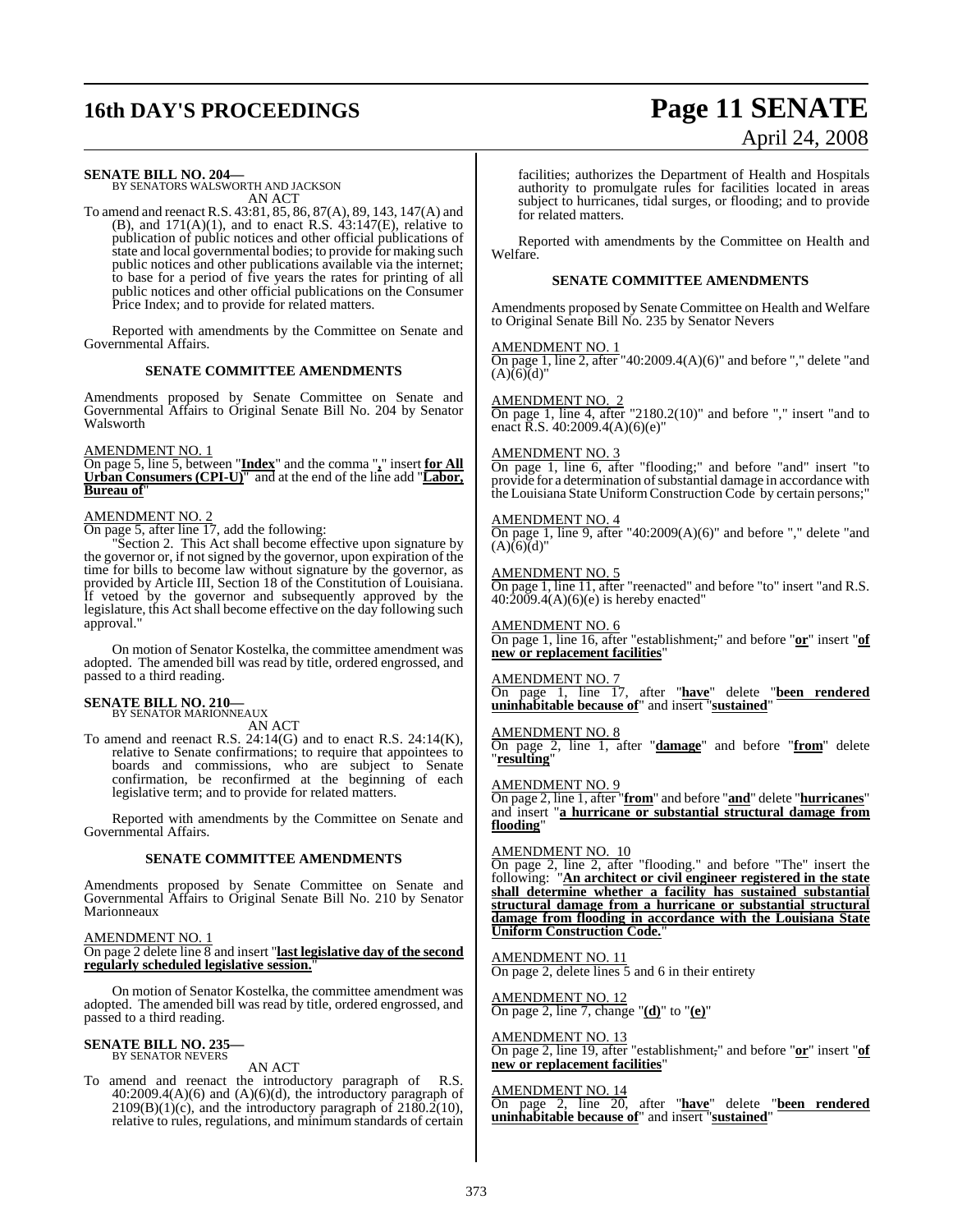**SENATE BILL NO. 204—**
BY SENATORS WALSWORTH AND JACKSON

AN ACT

To amend and reenact R.S. 43:81, 85, 86, 87(A), 89, 143, 147(A) and (B), and 171(A)(1), and to enact R.S. 43:147(E), relative to publication of public notices and other official publications of state and local governmental bodies; to provide for making such public notices and other publications available via the internet; to base for a period of five years the rates for printing of all public notices and other official publications on the Consumer Price Index; and to provide for related matters.

Reported with amendments by the Committee on Senate and Governmental Affairs.

### SENATE COMMITTEE AMENDMENTS

Amendments proposed by Senate Committee on Senate and Governmental Affairs to Original Senate Bill No. 204 by Senator Walsworth

AMENDMENT NO. 1
On page 5, line 5, between "**Index**" and the comma "**,**" insert **for All Urban Consumers (CPI-U)**" and at the end of the line add "**Labor, Bureau of**"

AMENDMENT NO. 2
On page 5, after line 17, add the following:

"Section 2. This Act shall become effective upon signature by the governor or, if not signed by the governor, upon expiration of the time for bills to become law without signature by the governor, as provided by Article III, Section 18 of the Constitution of Louisiana. If vetoed by the governor and subsequently approved by the legislature, this Act shall become effective on the day following such approval."

On motion of Senator Kostelka, the committee amendment was adopted. The amended bill was read by title, ordered engrossed, and passed to a third reading.

**SENATE BILL NO. 210—**
BY SENATOR MARIONNEAUX

AN ACT

To amend and reenact R.S. 24:14(G) and to enact R.S. 24:14(K), relative to Senate confirmations; to require that appointees to boards and commissions, who are subject to Senate confirmation, be reconfirmed at the beginning of each legislative term; and to provide for related matters.

Reported with amendments by the Committee on Senate and Governmental Affairs.

### SENATE COMMITTEE AMENDMENTS

Amendments proposed by Senate Committee on Senate and Governmental Affairs to Original Senate Bill No. 210 by Senator Marionneaux

AMENDMENT NO. 1
On page 2 delete line 8 and insert "**last legislative day of the second regularly scheduled legislative session.**"

On motion of Senator Kostelka, the committee amendment was adopted. The amended bill was read by title, ordered engrossed, and passed to a third reading.

**SENATE BILL NO. 235—**
BY SENATOR NEVERS

AN ACT

To amend and reenact the introductory paragraph of R.S. 40:2009.4(A)(6) and (A)(6)(d), the introductory paragraph of 2109(B)(1)(c), and the introductory paragraph of 2180.2(10), relative to rules, regulations, and minimum standards of certain facilities; authorizes the Department of Health and Hospitals authority to promulgate rules for facilities located in areas subject to hurricanes, tidal surges, or flooding; and to provide for related matters.

Reported with amendments by the Committee on Health and Welfare.

### SENATE COMMITTEE AMENDMENTS

Amendments proposed by Senate Committee on Health and Welfare to Original Senate Bill No. 235 by Senator Nevers

AMENDMENT NO. 1
On page 1, line 2, after "40:2009.4(A)(6)" and before "," delete "and (A)(6)(d)"

AMENDMENT NO. 2
On page 1, line 4, after "2180.2(10)" and before "," insert "and to enact R.S. 40:2009.4(A)(6)(e)"

AMENDMENT NO. 3
On page 1, line 6, after "flooding;" and before "and" insert "to provide for a determination of substantial damage in accordance with the Louisiana State Uniform Construction Code by certain persons;"

AMENDMENT NO. 4
On page 1, line 9, after "40:2009(A)(6)" and before "," delete "and (A)(6)(d)"

AMENDMENT NO. 5
On page 1, line 11, after "reenacted" and before "to" insert "and R.S. 40:2009.4(A)(6)(e) is hereby enacted"

AMENDMENT NO. 6
On page 1, line 16, after "establishment;" and before "**or**" insert "**of new or replacement facilities**"

AMENDMENT NO. 7
On page 1, line 17, after "**have**" delete "**been rendered uninhabitable because of**" and insert "**sustained**"

AMENDMENT NO. 8
On page 2, line 1, after "**damage**" and before "**from**" delete "**resulting**"

AMENDMENT NO. 9
On page 2, line 1, after "**from**" and before "**and**" delete "**hurricanes**" and insert "**a hurricane or substantial structural damage from flooding**"

AMENDMENT NO. 10
On page 2, line 2, after "flooding." and before "The" insert the following: "**An architect or civil engineer registered in the state shall determine whether a facility has sustained substantial structural damage from a hurricane or substantial structural damage from flooding in accordance with the Louisiana State Uniform Construction Code.**"

AMENDMENT NO. 11
On page 2, delete lines 5 and 6 in their entirety

AMENDMENT NO. 12
On page 2, line 7, change "**(d)**" to "**(e)**"

AMENDMENT NO. 13
On page 2, line 19, after "establishment," and before "**or**" insert "**of new or replacement facilities**"

AMENDMENT NO. 14
On page 2, line 20, after "**have**" delete "**been rendered uninhabitable because of**" and insert "**sustained**"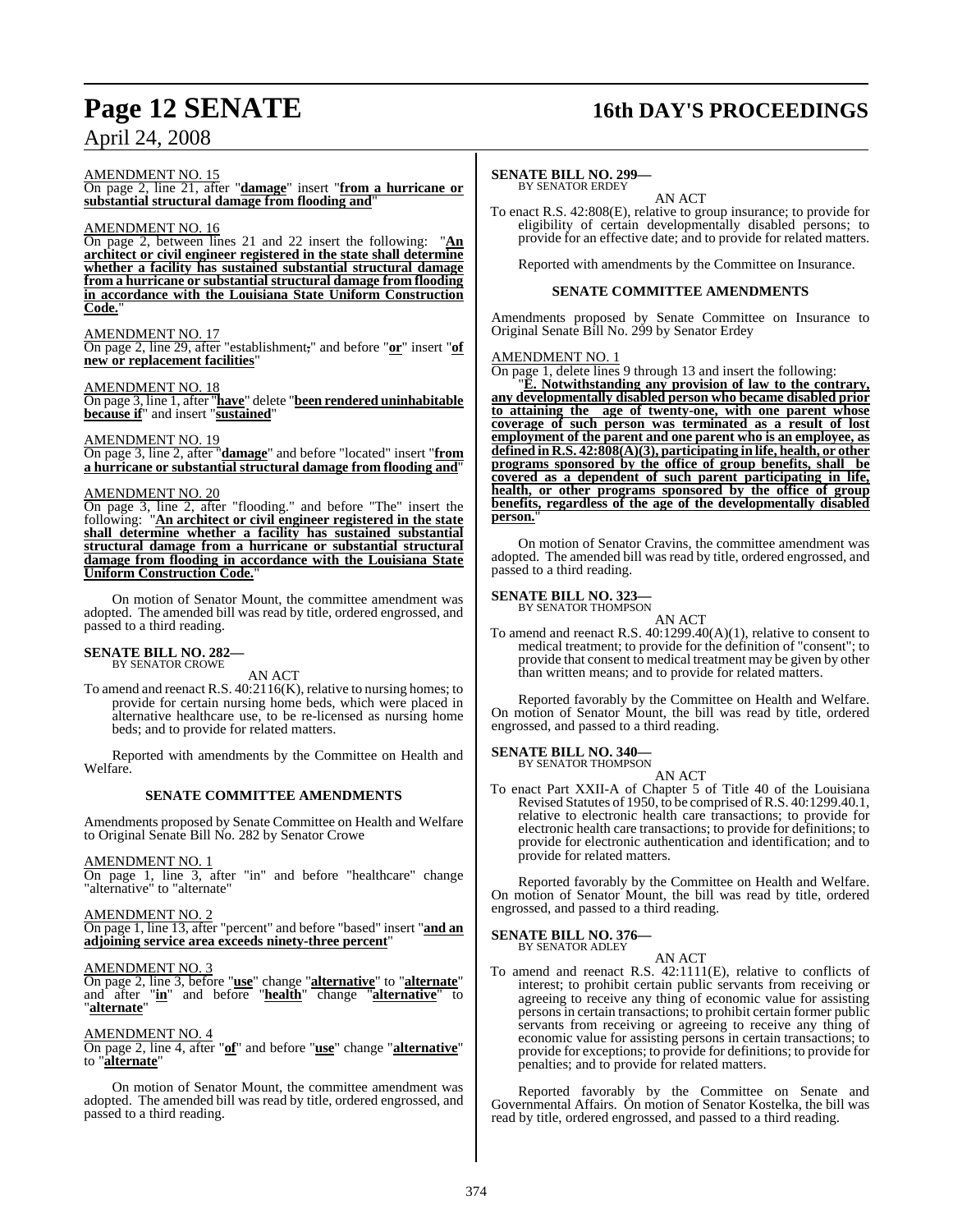AMENDMENT NO. 15

On page 2, line 21, after "**damage**" insert "**from a hurricane or substantial structural damage from flooding and**"

AMENDMENT NO. 16

On page 2, between lines 21 and 22 insert the following: "**An architect or civil engineer registered in the state shall determine whether a facility has sustained substantial structural damage from a hurricane or substantial structural damage from flooding in accordance with the Louisiana State Uniform Construction Code.**"

AMENDMENT NO. 17

On page 2, line 29, after "establishment**;**" and before "**or**" insert "**of new or replacement facilities**"

AMENDMENT NO. 18

On page 3, line 1, after "**have**" delete "**been rendered uninhabitable because if**" and insert "**sustained**"

AMENDMENT NO. 19

On page 3, line 2, after "**damage**" and before "located" insert "**from a hurricane or substantial structural damage from flooding and**"

AMENDMENT NO. 20

On page 3, line 2, after "flooding." and before "The" insert the following: "**An architect or civil engineer registered in the state shall determine whether a facility has sustained substantial structural damage from a hurricane or substantial structural damage from flooding in accordance with the Louisiana State Uniform Construction Code.**"

On motion of Senator Mount, the committee amendment was adopted. The amended bill was read by title, ordered engrossed, and passed to a third reading.

**SENATE BILL NO. 282—**
BY SENATOR CROWE

AN ACT

To amend and reenact R.S. 40:2116(K), relative to nursing homes; to provide for certain nursing home beds, which were placed in alternative healthcare use, to be re-licensed as nursing home beds; and to provide for related matters.

Reported with amendments by the Committee on Health and Welfare.

**SENATE COMMITTEE AMENDMENTS**

Amendments proposed by Senate Committee on Health and Welfare to Original Senate Bill No. 282 by Senator Crowe

AMENDMENT NO. 1

On page 1, line 3, after "in" and before "healthcare" change "alternative" to "alternate"

AMENDMENT NO. 2

On page 1, line 13, after "percent" and before "based" insert "**and an adjoining service area exceeds ninety-three percent**"

AMENDMENT NO. 3

On page 2, line 3, before "**use**" change "**alternative**" to "**alternate**" and after "**in**" and before "**health**" change "**alternative**" to "**alternate**"

AMENDMENT NO. 4

On page 2, line 4, after "**of**" and before "**use**" change "**alternative**" to "**alternate**"

On motion of Senator Mount, the committee amendment was adopted. The amended bill was read by title, ordered engrossed, and passed to a third reading.

**SENATE BILL NO. 299—**
BY SENATOR ERDEY

AN ACT

To enact R.S. 42:808(E), relative to group insurance; to provide for eligibility of certain developmentally disabled persons; to provide for an effective date; and to provide for related matters.

Reported with amendments by the Committee on Insurance.

**SENATE COMMITTEE AMENDMENTS**

Amendments proposed by Senate Committee on Insurance to Original Senate Bill No. 299 by Senator Erdey

AMENDMENT NO. 1

On page 1, delete lines 9 through 13 and insert the following:

"**E. Notwithstanding any provision of law to the contrary, any developmentally disabled person who became disabled prior to attaining the age of twenty-one, with one parent whose coverage of such person was terminated as a result of lost employment of the parent and one parent who is an employee, as defined in R.S. 42:808(A)(3), participating in life, health, or other programs sponsored by the office of group benefits, shall be covered as a dependent of such parent participating in life, health, or other programs sponsored by the office of group benefits, regardless of the age of the developmentally disabled person.**"

On motion of Senator Cravins, the committee amendment was adopted. The amended bill was read by title, ordered engrossed, and passed to a third reading.

**SENATE BILL NO. 323—**
BY SENATOR THOMPSON

AN ACT

To amend and reenact R.S. 40:1299.40(A)(1), relative to consent to medical treatment; to provide for the definition of "consent"; to provide that consent to medical treatment may be given by other than written means; and to provide for related matters.

Reported favorably by the Committee on Health and Welfare. On motion of Senator Mount, the bill was read by title, ordered engrossed, and passed to a third reading.

**SENATE BILL NO. 340—**
BY SENATOR THOMPSON

AN ACT

To enact Part XXII-A of Chapter 5 of Title 40 of the Louisiana Revised Statutes of 1950, to be comprised of R.S. 40:1299.40.1, relative to electronic health care transactions; to provide for electronic health care transactions; to provide for definitions; to provide for electronic authentication and identification; and to provide for related matters.

Reported favorably by the Committee on Health and Welfare. On motion of Senator Mount, the bill was read by title, ordered engrossed, and passed to a third reading.

**SENATE BILL NO. 376—**
BY SENATOR ADLEY

AN ACT

To amend and reenact R.S. 42:1111(E), relative to conflicts of interest; to prohibit certain public servants from receiving or agreeing to receive any thing of economic value for assisting persons in certain transactions; to prohibit certain former public servants from receiving or agreeing to receive any thing of economic value for assisting persons in certain transactions; to provide for exceptions; to provide for definitions; to provide for penalties; and to provide for related matters.

Reported favorably by the Committee on Senate and Governmental Affairs. On motion of Senator Kostelka, the bill was read by title, ordered engrossed, and passed to a third reading.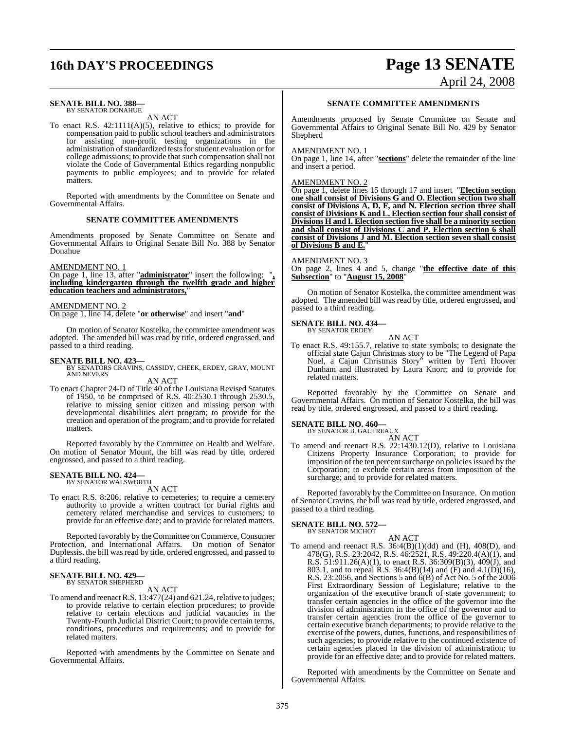**SENATE BILL NO. 388—**
BY SENATOR DONAHUE

AN ACT

To enact R.S. 42:1111(A)(5), relative to ethics; to provide for compensation paid to public school teachers and administrators for assisting non-profit testing organizations in the administration of standardized tests for student evaluation or for college admissions; to provide that such compensation shall not violate the Code of Governmental Ethics regarding nonpublic payments to public employees; and to provide for related matters.

Reported with amendments by the Committee on Senate and Governmental Affairs.

**SENATE COMMITTEE AMENDMENTS**

Amendments proposed by Senate Committee on Senate and Governmental Affairs to Original Senate Bill No. 388 by Senator Donahue

AMENDMENT NO. 1
On page 1, line 13, after "**administrator**" insert the following: "**, including kindergarten through the twelfth grade and higher education teachers and administrators,**"

AMENDMENT NO. 2
On page 1, line 14, delete "**or otherwise**" and insert "**and**"

On motion of Senator Kostelka, the committee amendment was adopted. The amended bill was read by title, ordered engrossed, and passed to a third reading.

**SENATE BILL NO. 423—**
BY SENATORS CRAVINS, CASSIDY, CHEEK, ERDEY, GRAY, MOUNT AND NEVERS

AN ACT

To enact Chapter 24-D of Title 40 of the Louisiana Revised Statutes of 1950, to be comprised of R.S. 40:2530.1 through 2530.5, relative to missing senior citizen and missing person with developmental disabilities alert program; to provide for the creation and operation of the program; and to provide for related matters.

Reported favorably by the Committee on Health and Welfare. On motion of Senator Mount, the bill was read by title, ordered engrossed, and passed to a third reading.

**SENATE BILL NO. 424—**
BY SENATOR WALSWORTH

AN ACT

To enact R.S. 8:206, relative to cemeteries; to require a cemetery authority to provide a written contract for burial rights and cemetery related merchandise and services to customers; to provide for an effective date; and to provide for related matters.

Reported favorably by the Committee on Commerce, Consumer Protection, and International Affairs. On motion of Senator Duplessis, the bill was read by title, ordered engrossed, and passed to a third reading.

**SENATE BILL NO. 429—**
BY SENATOR SHEPHERD

AN ACT

To amend and reenact R.S. 13:477(24) and 621.24, relative to judges; to provide relative to certain election procedures; to provide relative to certain elections and judicial vacancies in the Twenty-Fourth Judicial District Court; to provide certain terms, conditions, procedures and requirements; and to provide for related matters.

Reported with amendments by the Committee on Senate and Governmental Affairs.

**SENATE COMMITTEE AMENDMENTS**

Amendments proposed by Senate Committee on Senate and Governmental Affairs to Original Senate Bill No. 429 by Senator Shepherd

AMENDMENT NO. 1
On page 1, line 14, after "**sections**" delete the remainder of the line and insert a period.

AMENDMENT NO. 2
On page 1, delete lines 15 through 17 and insert "**Election section one shall consist of Divisions G and O. Election section two shall consist of Divisions A, D, F, and N. Election section three shall consist of Divisions K and L. Election section four shall consist of Divisions H and I. Election section five shall be a minority section and shall consist of Divisions C and P. Election section 6 shall consist of Divisions J and M. Election section seven shall consist of Divisions B and E.**"

AMENDMENT NO. 3
On page 2, lines 4 and 5, change "**the effective date of this Subsection**" to "**August 15, 2008**"

On motion of Senator Kostelka, the committee amendment was adopted. The amended bill was read by title, ordered engrossed, and passed to a third reading.

**SENATE BILL NO. 434—**
BY SENATOR ERDEY

AN ACT

To enact R.S. 49:155.7, relative to state symbols; to designate the official state Cajun Christmas story to be "The Legend of Papa Noel, a Cajun Christmas Story" written by Terri Hoover Dunham and illustrated by Laura Knorr; and to provide for related matters.

Reported favorably by the Committee on Senate and Governmental Affairs. On motion of Senator Kostelka, the bill was read by title, ordered engrossed, and passed to a third reading.

**SENATE BILL NO. 460—**
BY SENATOR B. GAUTREAUX

AN ACT

To amend and reenact R.S. 22:1430.12(D), relative to Louisiana Citizens Property Insurance Corporation; to provide for imposition of the ten percent surcharge on policies issued by the Corporation; to exclude certain areas from imposition of the surcharge; and to provide for related matters.

Reported favorably by the Committee on Insurance. On motion of Senator Cravins, the bill was read by title, ordered engrossed, and passed to a third reading.

**SENATE BILL NO. 572—**
BY SENATOR MICHOT

AN ACT

To amend and reenact R.S. 36:4(B)(1)(dd) and (H), 408(D), and 478(G), R.S. 23:2042, R.S. 46:2521, R.S. 49:220.4(A)(1), and R.S. 51:911.26(A)(1), to enact R.S. 36:309(B)(3), 409(J), and 803.1, and to repeal R.S. 36:4(B)(14) and (F) and 4.1(D)(16), R.S. 23:2056, and Sections 5 and 6(B) of Act No. 5 of the 2006 First Extraordinary Session of Legislature; relative to the organization of the executive branch of state government; to transfer certain agencies in the office of the governor into the division of administration in the office of the governor and to transfer certain agencies from the office of the governor to certain executive branch departments; to provide relative to the exercise of the powers, duties, functions, and responsibilities of such agencies; to provide relative to the continued existence of certain agencies placed in the division of administration; to provide for an effective date; and to provide for related matters.

Reported with amendments by the Committee on Senate and Governmental Affairs.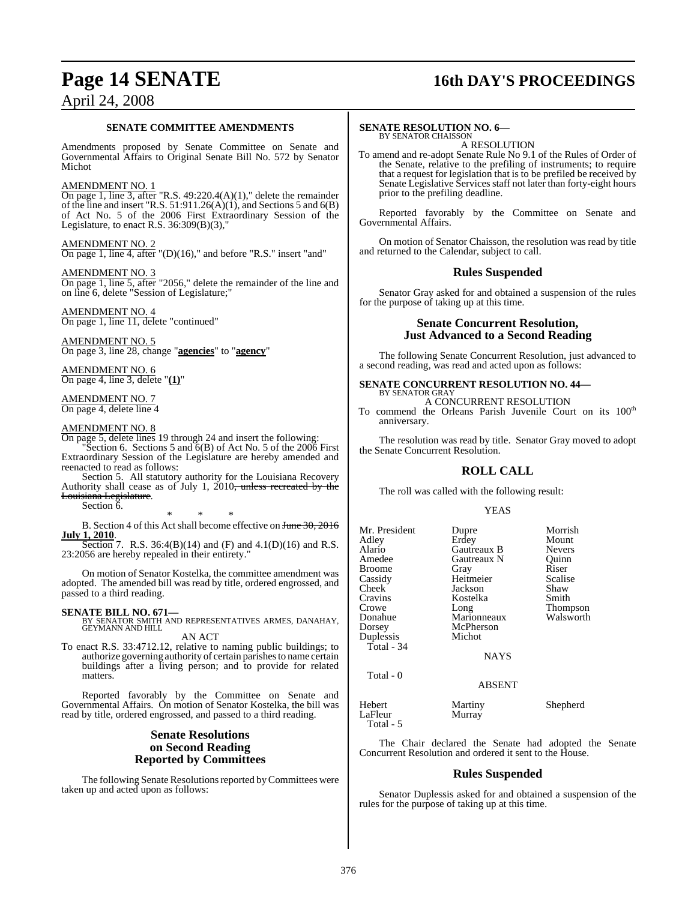### SENATE COMMITTEE AMENDMENTS

Amendments proposed by Senate Committee on Senate and Governmental Affairs to Original Senate Bill No. 572 by Senator Michot

AMENDMENT NO. 1

On page 1, line 3, after "R.S. 49:220.4(A)(1)," delete the remainder of the line and insert "R.S. 51:911.26(A)(1), and Sections 5 and 6(B) of Act No. 5 of the 2006 First Extraordinary Session of the Legislature, to enact R.S. 36:309(B)(3),"

AMENDMENT NO. 2

On page 1, line 4, after "(D)(16)," and before "R.S." insert "and"

AMENDMENT NO. 3

On page 1, line 5, after "2056," delete the remainder of the line and on line 6, delete "Session of Legislature;"

AMENDMENT NO. 4

On page 1, line 11, delete "continued"

AMENDMENT NO. 5

On page 3, line 28, change "**agencies**" to "**agency**"

AMENDMENT NO. 6

On page 4, line 3, delete "**(1)**"

AMENDMENT NO. 7

On page 4, delete line 4

AMENDMENT NO. 8

On page 5, delete lines 19 through 24 and insert the following:

"Section 6. Sections 5 and 6(B) of Act No. 5 of the 2006 First Extraordinary Session of the Legislature are hereby amended and reenacted to read as follows:

Section 5. All statutory authority for the Louisiana Recovery Authority shall cease as of July 1, 2010~~, unless recreated by the Louisiana Legislature~~.

Section 6.

\* \* \*

B. Section 4 of this Act shall become effective on ~~June 30, 2016~~ **July 1, 2010**.

Section 7. R.S. 36:4(B)(14) and (F) and 4.1(D)(16) and R.S. 23:2056 are hereby repealed in their entirety."

On motion of Senator Kostelka, the committee amendment was adopted. The amended bill was read by title, ordered engrossed, and passed to a third reading.

**SENATE BILL NO. 671—**
BY SENATOR SMITH AND REPRESENTATIVES ARMES, DANAHAY, GEYMANN AND HILL

AN ACT

To enact R.S. 33:4712.12, relative to naming public buildings; to authorize governing authority of certain parishes to name certain buildings after a living person; and to provide for related matters.

Reported favorably by the Committee on Senate and Governmental Affairs. On motion of Senator Kostelka, the bill was read by title, ordered engrossed, and passed to a third reading.

## Senate Resolutions on Second Reading Reported by Committees

The following Senate Resolutions reported by Committees were taken up and acted upon as follows:

**SENATE RESOLUTION NO. 6—**
BY SENATOR CHAISSON

A RESOLUTION

To amend and re-adopt Senate Rule No 9.1 of the Rules of Order of the Senate, relative to the prefiling of instruments; to require that a request for legislation that is to be prefiled be received by Senate Legislative Services staff not later than forty-eight hours prior to the prefiling deadline.

Reported favorably by the Committee on Senate and Governmental Affairs.

On motion of Senator Chaisson, the resolution was read by title and returned to the Calendar, subject to call.

## Rules Suspended

Senator Gray asked for and obtained a suspension of the rules for the purpose of taking up at this time.

## Senate Concurrent Resolution, Just Advanced to a Second Reading

The following Senate Concurrent Resolution, just advanced to a second reading, was read and acted upon as follows:

**SENATE CONCURRENT RESOLUTION NO. 44—**
BY SENATOR GRAY

A CONCURRENT RESOLUTION

To commend the Orleans Parish Juvenile Court on its 100th anniversary.

The resolution was read by title. Senator Gray moved to adopt the Senate Concurrent Resolution.

## ROLL CALL

The roll was called with the following result:

YEAS

| | | |
|---|---|---|
| Mr. President | Dupre | Morrish |
| Adley | Erdey | Mount |
| Alario | Gautreaux B | Nevers |
| Amedee | Gautreaux N | Quinn |
| Broome | Gray | Riser |
| Cassidy | Heitmeier | Scalise |
| Cheek | Jackson | Shaw |
| Cravins | Kostelka | Smith |
| Crowe | Long | Thompson |
| Donahue | Marionneaux | Walsworth |
| Dorsey | McPherson | |
| Duplessis | Michot | |

Total - 34

NAYS

Total - 0

ABSENT

| | | |
|---|---|---|
| Hebert | Martiny | Shepherd |
| LaFleur | Murray | |

Total - 5

The Chair declared the Senate had adopted the Senate Concurrent Resolution and ordered it sent to the House.

## Rules Suspended

Senator Duplessis asked for and obtained a suspension of the rules for the purpose of taking up at this time.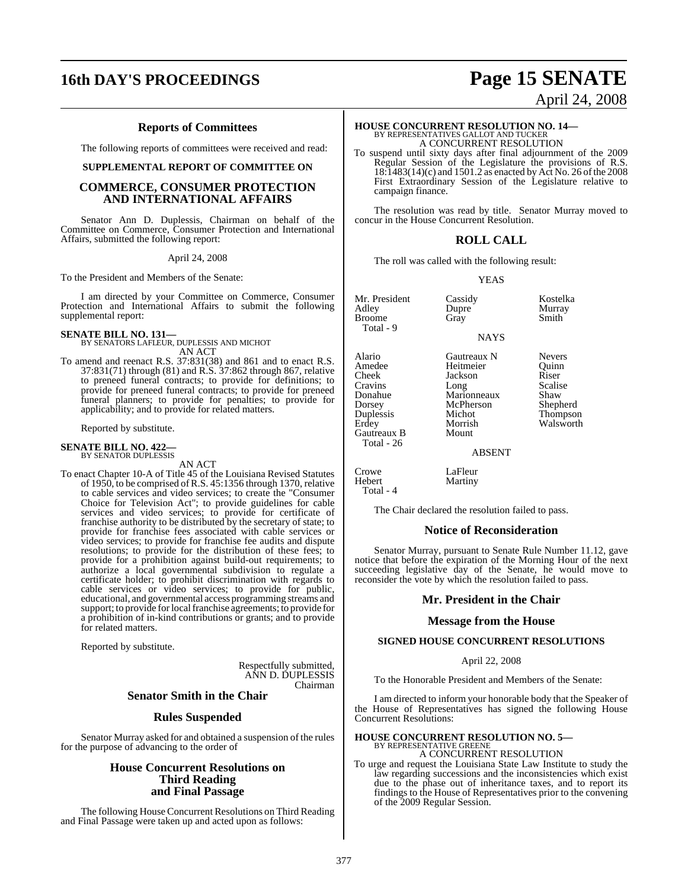## Reports of Committees

The following reports of committees were received and read:

### SUPPLEMENTAL REPORT OF COMMITTEE ON

### COMMERCE, CONSUMER PROTECTION AND INTERNATIONAL AFFAIRS

Senator Ann D. Duplessis, Chairman on behalf of the Committee on Commerce, Consumer Protection and International Affairs, submitted the following report:

April 24, 2008

To the President and Members of the Senate:

I am directed by your Committee on Commerce, Consumer Protection and International Affairs to submit the following supplemental report:

**SENATE BILL NO. 131—**
BY SENATORS LAFLEUR, DUPLESSIS AND MICHOT
AN ACT

To amend and reenact R.S. 37:831(38) and 861 and to enact R.S. 37:831(71) through (81) and R.S. 37:862 through 867, relative to preneed funeral contracts; to provide for definitions; to provide for preneed funeral contracts; to provide for preneed funeral planners; to provide for penalties; to provide for applicability; and to provide for related matters.

Reported by substitute.

**SENATE BILL NO. 422—**
BY SENATOR DUPLESSIS
AN ACT

To enact Chapter 10-A of Title 45 of the Louisiana Revised Statutes of 1950, to be comprised of R.S. 45:1356 through 1370, relative to cable services and video services; to create the "Consumer Choice for Television Act"; to provide guidelines for cable services and video services; to provide for certificate of franchise authority to be distributed by the secretary of state; to provide for franchise fees associated with cable services or video services; to provide for franchise fee audits and dispute resolutions; to provide for the distribution of these fees; to provide for a prohibition against build-out requirements; to authorize a local governmental subdivision to regulate a certificate holder; to prohibit discrimination with regards to cable services or video services; to provide for public, educational, and governmental access programming streams and support; to provide for local franchise agreements; to provide for a prohibition of in-kind contributions or grants; and to provide for related matters.

Reported by substitute.

Respectfully submitted,
ANN D. DUPLESSIS
Chairman

## Senator Smith in the Chair

## Rules Suspended

Senator Murray asked for and obtained a suspension of the rules for the purpose of advancing to the order of

## House Concurrent Resolutions on Third Reading and Final Passage

The following House Concurrent Resolutions on Third Reading and Final Passage were taken up and acted upon as follows:

**HOUSE CONCURRENT RESOLUTION NO. 14—**
BY REPRESENTATIVES GALLOT AND TUCKER
A CONCURRENT RESOLUTION

To suspend until sixty days after final adjournment of the 2009 Regular Session of the Legislature the provisions of R.S. 18:1483(14)(c) and 1501.2 as enacted by Act No. 26 of the 2008 First Extraordinary Session of the Legislature relative to campaign finance.

The resolution was read by title. Senator Murray moved to concur in the House Concurrent Resolution.

## ROLL CALL

The roll was called with the following result:

YEAS

| | | |
|---|---|---|
| Mr. President | Cassidy | Kostelka |
| Adley | Dupre | Murray |
| Broome | Gray | Smith |
| Total - 9 | | |

NAYS

| | | |
|---|---|---|
| Alario | Gautreaux N | Nevers |
| Amedee | Heitmeier | Quinn |
| Cheek | Jackson | Riser |
| Cravins | Long | Scalise |
| Donahue | Marionneaux | Shaw |
| Dorsey | McPherson | Shepherd |
| Duplessis | Michot | Thompson |
| Erdey | Morrish | Walsworth |
| Gautreaux B | Mount | |
| Total - 26 | | |

ABSENT

| | |
|---|---|
| Crowe | LaFleur |
| Hebert | Martiny |
| Total - 4 | |

The Chair declared the resolution failed to pass.

## Notice of Reconsideration

Senator Murray, pursuant to Senate Rule Number 11.12, gave notice that before the expiration of the Morning Hour of the next succeeding legislative day of the Senate, he would move to reconsider the vote by which the resolution failed to pass.

## Mr. President in the Chair

## Message from the House

### SIGNED HOUSE CONCURRENT RESOLUTIONS

April 22, 2008

To the Honorable President and Members of the Senate:

I am directed to inform your honorable body that the Speaker of the House of Representatives has signed the following House Concurrent Resolutions:

**HOUSE CONCURRENT RESOLUTION NO. 5—**
BY REPRESENTATIVE GREENE
A CONCURRENT RESOLUTION

To urge and request the Louisiana State Law Institute to study the law regarding successions and the inconsistencies which exist due to the phase out of inheritance taxes, and to report its findings to the House of Representatives prior to the convening of the 2009 Regular Session.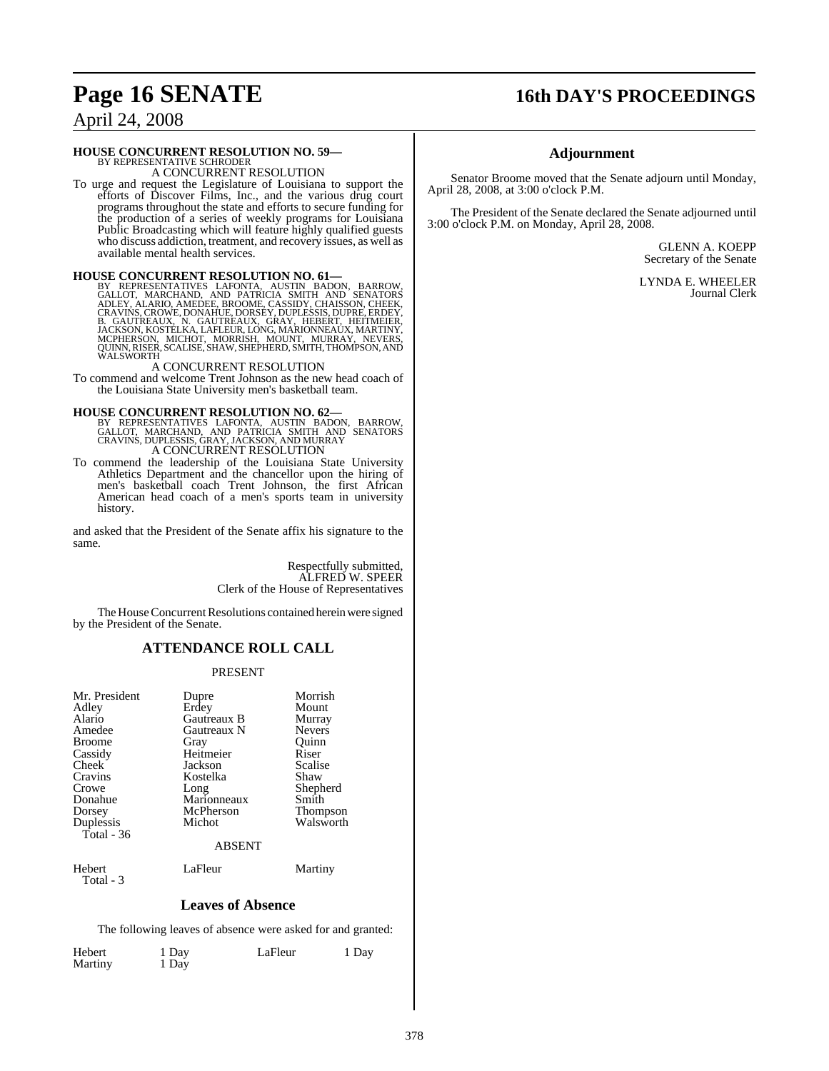**HOUSE CONCURRENT RESOLUTION NO. 59—**
BY REPRESENTATIVE SCHRODER
A CONCURRENT RESOLUTION

To urge and request the Legislature of Louisiana to support the efforts of Discover Films, Inc., and the various drug court programs throughout the state and efforts to secure funding for the production of a series of weekly programs for Louisiana Public Broadcasting which will feature highly qualified guests who discuss addiction, treatment, and recovery issues, as well as available mental health services.

**HOUSE CONCURRENT RESOLUTION NO. 61—**
BY REPRESENTATIVES LAFONTA, AUSTIN BADON, BARROW, GALLOT, MARCHAND, AND PATRICIA SMITH AND SENATORS ADLEY, ALARIO, AMEDEE, BROOME, CASSIDY, CHAISSON, CHEEK, CRAVINS, CROWE, DONAHUE, DORSEY, DUPLESSIS, DUPRE, ERDEY, B. GAUTREAUX, N. GAUTREAUX, GRAY, HEBERT, HEITMEIER, JACKSON, KOSTELKA, LAFLEUR, LONG, MARIONNEAUX, MARTINY, MCPHERSON, MICHOT, MORRISH, MOUNT, MURRAY, NEVERS, QUINN, RISER, SCALISE, SHAW, SHEPHERD, SMITH, THOMPSON, AND WALSWORTH
A CONCURRENT RESOLUTION

To commend and welcome Trent Johnson as the new head coach of the Louisiana State University men's basketball team.

**HOUSE CONCURRENT RESOLUTION NO. 62—**
BY REPRESENTATIVES LAFONTA, AUSTIN BADON, BARROW, GALLOT, MARCHAND, AND PATRICIA SMITH AND SENATORS CRAVINS, DUPLESSIS, GRAY, JACKSON, AND MURRAY
A CONCURRENT RESOLUTION

To commend the leadership of the Louisiana State University Athletics Department and the chancellor upon the hiring of men's basketball coach Trent Johnson, the first African American head coach of a men's sports team in university history.

and asked that the President of the Senate affix his signature to the same.

Respectfully submitted,
ALFRED W. SPEER
Clerk of the House of Representatives

The House Concurrent Resolutions contained herein were signed by the President of the Senate.

## ATTENDANCE ROLL CALL

PRESENT

| | | |
|---|---|---|
| Mr. President | Dupre | Morrish |
| Adley | Erdey | Mount |
| Alario | Gautreaux B | Murray |
| Amedee | Gautreaux N | Nevers |
| Broome | Gray | Quinn |
| Cassidy | Heitmeier | Riser |
| Cheek | Jackson | Scalise |
| Cravins | Kostelka | Shaw |
| Crowe | Long | Shepherd |
| Donahue | Marionneaux | Smith |
| Dorsey | McPherson | Thompson |
| Duplessis | Michot | Walsworth |

Total - 36

ABSENT

| | | |
|---|---|---|
| Hebert | LaFleur | Martiny |

Total - 3

## Leaves of Absence

The following leaves of absence were asked for and granted:

| | | | |
|---|---|---|---|
| Hebert | 1 Day | LaFleur | 1 Day |
| Martiny | 1 Day | | |

## Adjournment

Senator Broome moved that the Senate adjourn until Monday, April 28, 2008, at 3:00 o'clock P.M.

The President of the Senate declared the Senate adjourned until 3:00 o'clock P.M. on Monday, April 28, 2008.

GLENN A. KOEPP
Secretary of the Senate

LYNDA E. WHEELER
Journal Clerk